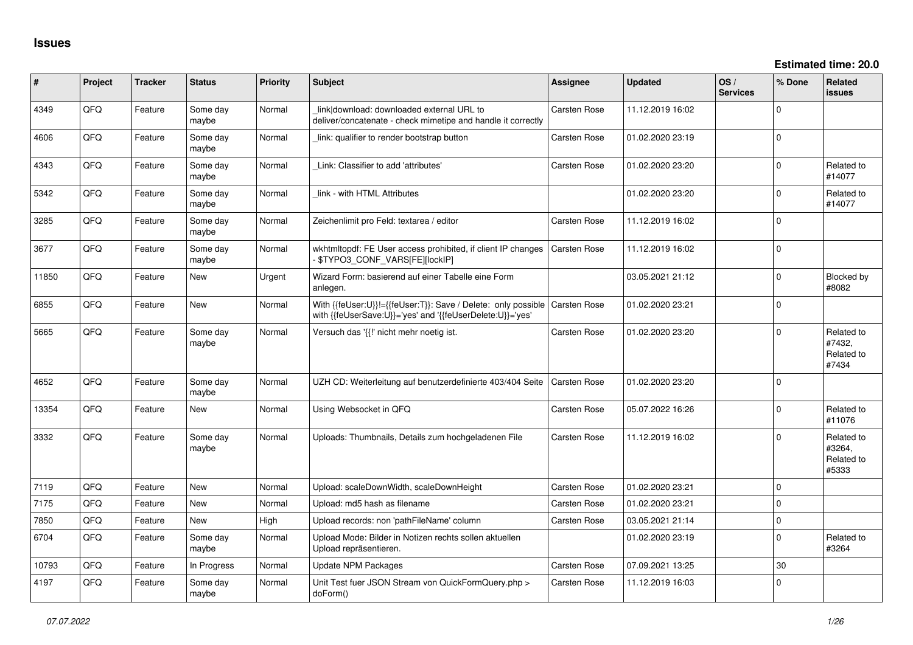## Issues

**Estimated time: 20.0**

| # | Project | Tracker | Status | Priority | Subject | Assignee | Updated | OS / Services | % Done | Related issues |
|---|---|---|---|---|---|---|---|---|---|---|
| 4349 | QFO | Feature | Some day maybe | Normal | _link\|download: downloaded external URL to deliver/concatenate - check mimetipe and handle it correctly | Carsten Rose | 11.12.2019 16:02 | | 0 | |
| 4606 | QFO | Feature | Some day maybe | Normal | _link: qualifier to render bootstrap button | Carsten Rose | 01.02.2020 23:19 | | 0 | |
| 4343 | QFO | Feature | Some day maybe | Normal | _Link: Classifier to add 'attributes' | Carsten Rose | 01.02.2020 23:20 | | 0 | Related to #14077 |
| 5342 | QFO | Feature | Some day maybe | Normal | _link - with HTML Attributes | | 01.02.2020 23:20 | | 0 | Related to #14077 |
| 3285 | QFO | Feature | Some day maybe | Normal | Zeichenlimit pro Feld: textarea / editor | Carsten Rose | 11.12.2019 16:02 | | 0 | |
| 3677 | QFO | Feature | Some day maybe | Normal | wkhtmltopdf: FE User access prohibited, if client IP changes - $TYPO3_CONF_VARS[FE][lockIP] | Carsten Rose | 11.12.2019 16:02 | | 0 | |
| 11850 | QFO | Feature | New | Urgent | Wizard Form: basierend auf einer Tabelle eine Form anlegen. | | 03.05.2021 21:12 | | 0 | Blocked by #8082 |
| 6855 | QFO | Feature | New | Normal | With {{feUser:U}}!={{feUser:T}}: Save / Delete: only possible with {{feUserSave:U}}='yes' and '{{feUserDelete:U}}='yes' | Carsten Rose | 01.02.2020 23:21 | | 0 | |
| 5665 | QFO | Feature | Some day maybe | Normal | Versuch das '{{!' nicht mehr noetig ist. | Carsten Rose | 01.02.2020 23:20 | | 0 | Related to #7432, Related to #7434 |
| 4652 | QFO | Feature | Some day maybe | Normal | UZH CD: Weiterleitung auf benutzerdefinierte 403/404 Seite | Carsten Rose | 01.02.2020 23:20 | | 0 | |
| 13354 | QFO | Feature | New | Normal | Using Websocket in QFQ | Carsten Rose | 05.07.2022 16:26 | | 0 | Related to #11076 |
| 3332 | QFO | Feature | Some day maybe | Normal | Uploads: Thumbnails, Details zum hochgeladenen File | Carsten Rose | 11.12.2019 16:02 | | 0 | Related to #3264, Related to #5333 |
| 7119 | QFO | Feature | New | Normal | Upload: scaleDownWidth, scaleDownHeight | Carsten Rose | 01.02.2020 23:21 | | 0 | |
| 7175 | QFO | Feature | New | Normal | Upload: md5 hash as filename | Carsten Rose | 01.02.2020 23:21 | | 0 | |
| 7850 | QFO | Feature | New | High | Upload records: non 'pathFileName' column | Carsten Rose | 03.05.2021 21:14 | | 0 | |
| 6704 | QFO | Feature | Some day maybe | Normal | Upload Mode: Bilder in Notizen rechts sollen aktuellen Upload repräsentieren. | | 01.02.2020 23:19 | | 0 | Related to #3264 |
| 10793 | QFO | Feature | In Progress | Normal | Update NPM Packages | Carsten Rose | 07.09.2021 13:25 | | 30 | |
| 4197 | QFO | Feature | Some day maybe | Normal | Unit Test fuer JSON Stream von QuickFormQuery.php > doForm() | Carsten Rose | 11.12.2019 16:03 | | 0 | |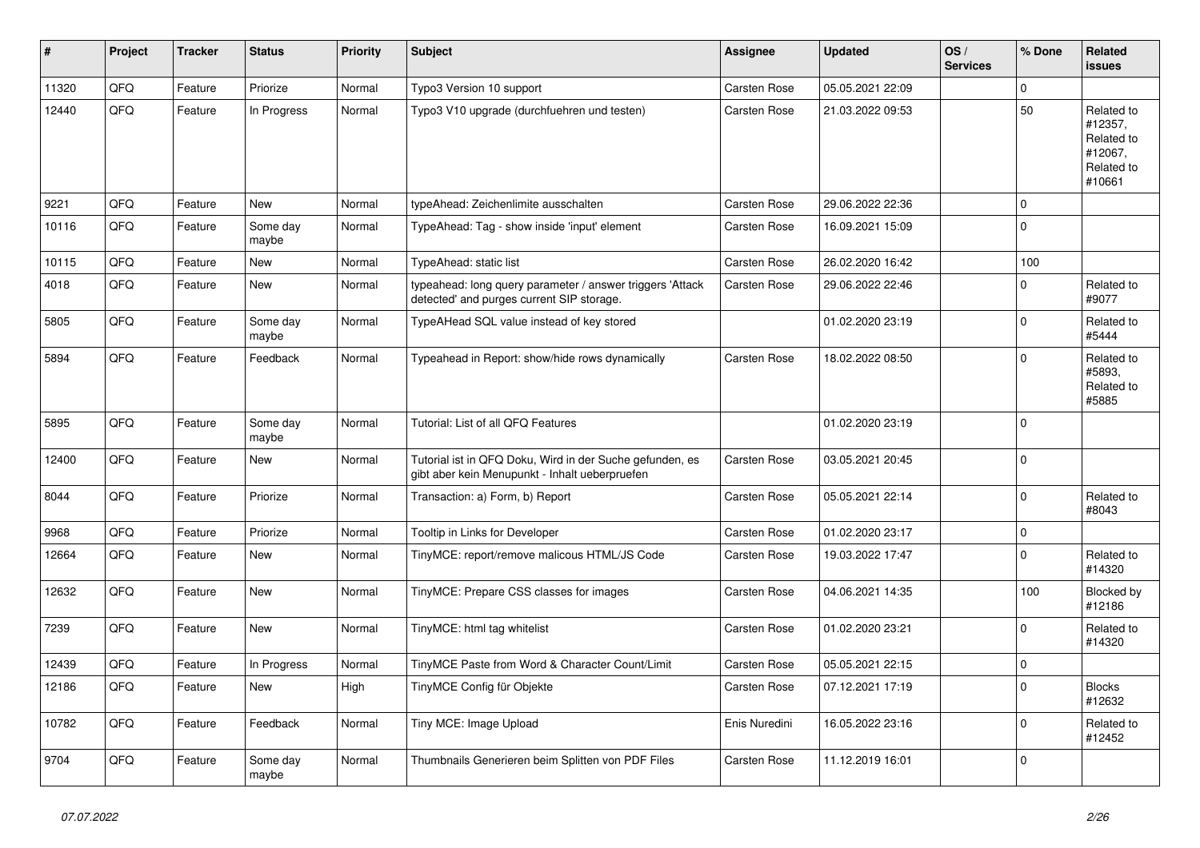| # | Project | Tracker | Status | Priority | Subject | Assignee | Updated | OS / Services | % Done | Related issues |
|---|---|---|---|---|---|---|---|---|---|---|
| 11320 | QFQ | Feature | Priorize | Normal | Typo3 Version 10 support | Carsten Rose | 05.05.2021 22:09 | | 0 | |
| 12440 | QFQ | Feature | In Progress | Normal | Typo3 V10 upgrade (durchfuehren und testen) | Carsten Rose | 21.03.2022 09:53 | | 50 | Related to #12357, Related to #12067, Related to #10661 |
| 9221 | QFQ | Feature | New | Normal | typeAhead: Zeichenlimite ausschalten | Carsten Rose | 29.06.2022 22:36 | | 0 | |
| 10116 | QFQ | Feature | Some day maybe | Normal | TypeAhead: Tag - show inside 'input' element | Carsten Rose | 16.09.2021 15:09 | | 0 | |
| 10115 | QFQ | Feature | New | Normal | TypeAhead: static list | Carsten Rose | 26.02.2020 16:42 | | 100 | |
| 4018 | QFQ | Feature | New | Normal | typeahead: long query parameter / answer triggers 'Attack detected' and purges current SIP storage. | Carsten Rose | 29.06.2022 22:46 | | 0 | Related to #9077 |
| 5805 | QFQ | Feature | Some day maybe | Normal | TypeAHead SQL value instead of key stored | | 01.02.2020 23:19 | | 0 | Related to #5444 |
| 5894 | QFQ | Feature | Feedback | Normal | Typeahead in Report: show/hide rows dynamically | Carsten Rose | 18.02.2022 08:50 | | 0 | Related to #5893, Related to #5885 |
| 5895 | QFQ | Feature | Some day maybe | Normal | Tutorial: List of all QFQ Features | | 01.02.2020 23:19 | | 0 | |
| 12400 | QFQ | Feature | New | Normal | Tutorial ist in QFQ Doku, Wird in der Suche gefunden, es gibt aber kein Menupunkt - Inhalt ueberpruefen | Carsten Rose | 03.05.2021 20:45 | | 0 | |
| 8044 | QFQ | Feature | Priorize | Normal | Transaction: a) Form, b) Report | Carsten Rose | 05.05.2021 22:14 | | 0 | Related to #8043 |
| 9968 | QFQ | Feature | Priorize | Normal | Tooltip in Links for Developer | Carsten Rose | 01.02.2020 23:17 | | 0 | |
| 12664 | QFQ | Feature | New | Normal | TinyMCE: report/remove malicous HTML/JS Code | Carsten Rose | 19.03.2022 17:47 | | 0 | Related to #14320 |
| 12632 | QFQ | Feature | New | Normal | TinyMCE: Prepare CSS classes for images | Carsten Rose | 04.06.2021 14:35 | | 100 | Blocked by #12186 |
| 7239 | QFQ | Feature | New | Normal | TinyMCE: html tag whitelist | Carsten Rose | 01.02.2020 23:21 | | 0 | Related to #14320 |
| 12439 | QFQ | Feature | In Progress | Normal | TinyMCE Paste from Word & Character Count/Limit | Carsten Rose | 05.05.2021 22:15 | | 0 | |
| 12186 | QFQ | Feature | New | High | TinyMCE Config für Objekte | Carsten Rose | 07.12.2021 17:19 | | 0 | Blocks #12632 |
| 10782 | QFQ | Feature | Feedback | Normal | Tiny MCE: Image Upload | Enis Nuredini | 16.05.2022 23:16 | | 0 | Related to #12452 |
| 9704 | QFQ | Feature | Some day maybe | Normal | Thumbnails Generieren beim Splitten von PDF Files | Carsten Rose | 11.12.2019 16:01 | | 0 | |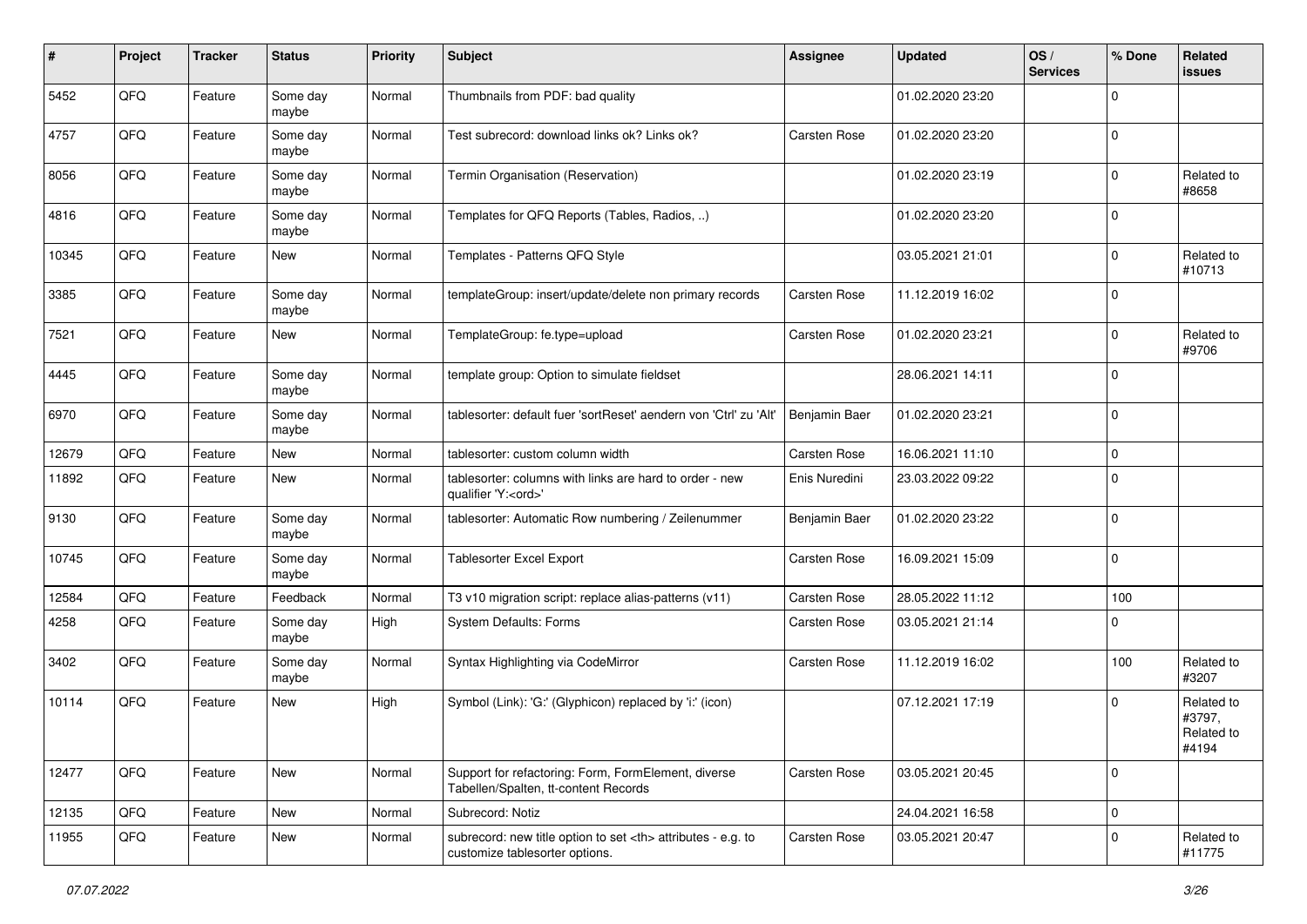| # | Project | Tracker | Status | Priority | Subject | Assignee | Updated | OS / Services | % Done | Related issues |
|---|---|---|---|---|---|---|---|---|---|---|
| 5452 | QFQ | Feature | Some day maybe | Normal | Thumbnails from PDF: bad quality | | 01.02.2020 23:20 | | 0 | |
| 4757 | QFQ | Feature | Some day maybe | Normal | Test subrecord: download links ok? Links ok? | Carsten Rose | 01.02.2020 23:20 | | 0 | |
| 8056 | QFQ | Feature | Some day maybe | Normal | Termin Organisation (Reservation) | | 01.02.2020 23:19 | | 0 | Related to #8658 |
| 4816 | QFQ | Feature | Some day maybe | Normal | Templates for QFQ Reports (Tables, Radios, ..) | | 01.02.2020 23:20 | | 0 | |
| 10345 | QFQ | Feature | New | Normal | Templates - Patterns QFQ Style | | 03.05.2021 21:01 | | 0 | Related to #10713 |
| 3385 | QFQ | Feature | Some day maybe | Normal | templateGroup: insert/update/delete non primary records | Carsten Rose | 11.12.2019 16:02 | | 0 | |
| 7521 | QFQ | Feature | New | Normal | TemplateGroup: fe.type=upload | Carsten Rose | 01.02.2020 23:21 | | 0 | Related to #9706 |
| 4445 | QFQ | Feature | Some day maybe | Normal | template group: Option to simulate fieldset | | 28.06.2021 14:11 | | 0 | |
| 6970 | QFQ | Feature | Some day maybe | Normal | tablesorter: default fuer 'sortReset' aendern von 'Ctrl' zu 'Alt' | Benjamin Baer | 01.02.2020 23:21 | | 0 | |
| 12679 | QFQ | Feature | New | Normal | tablesorter: custom column width | Carsten Rose | 16.06.2021 11:10 | | 0 | |
| 11892 | QFQ | Feature | New | Normal | tablesorter: columns with links are hard to order - new qualifier 'Y:<ord>' | Enis Nuredini | 23.03.2022 09:22 | | 0 | |
| 9130 | QFQ | Feature | Some day maybe | Normal | tablesorter: Automatic Row numbering / Zeilenummer | Benjamin Baer | 01.02.2020 23:22 | | 0 | |
| 10745 | QFQ | Feature | Some day maybe | Normal | Tablesorter Excel Export | Carsten Rose | 16.09.2021 15:09 | | 0 | |
| 12584 | QFQ | Feature | Feedback | Normal | T3 v10 migration script: replace alias-patterns (v11) | Carsten Rose | 28.05.2022 11:12 | | 100 | |
| 4258 | QFQ | Feature | Some day maybe | High | System Defaults: Forms | Carsten Rose | 03.05.2021 21:14 | | 0 | |
| 3402 | QFQ | Feature | Some day maybe | Normal | Syntax Highlighting via CodeMirror | Carsten Rose | 11.12.2019 16:02 | | 100 | Related to #3207 |
| 10114 | QFQ | Feature | New | High | Symbol (Link): 'G:' (Glyphicon) replaced by 'i:' (icon) | | 07.12.2021 17:19 | | 0 | Related to #3797, Related to #4194 |
| 12477 | QFQ | Feature | New | Normal | Support for refactoring: Form, FormElement, diverse Tabellen/Spalten, tt-content Records | Carsten Rose | 03.05.2021 20:45 | | 0 | |
| 12135 | QFQ | Feature | New | Normal | Subrecord: Notiz | | 24.04.2021 16:58 | | 0 | |
| 11955 | QFQ | Feature | New | Normal | subrecord: new title option to set <th> attributes - e.g. to customize tablesorter options. | Carsten Rose | 03.05.2021 20:47 | | 0 | Related to #11775 |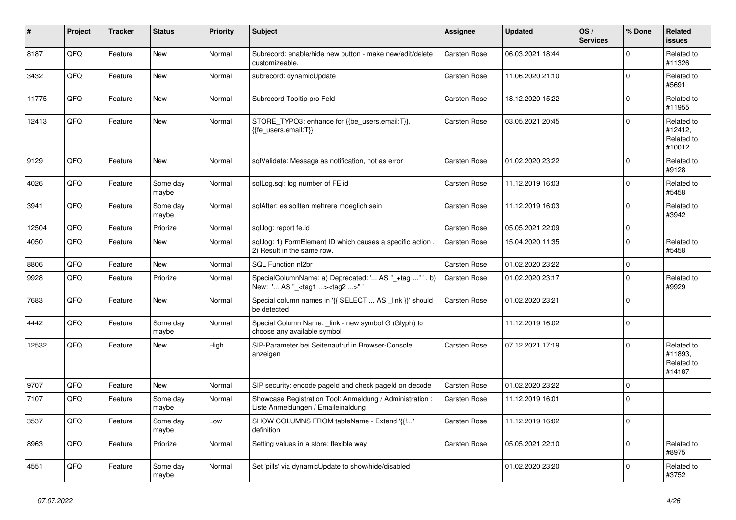| # | Project | Tracker | Status | Priority | Subject | Assignee | Updated | OS / Services | % Done | Related issues |
|---|---|---|---|---|---|---|---|---|---|---|
| 8187 | QFQ | Feature | New | Normal | Subrecord: enable/hide new button - make new/edit/delete customizeable. | Carsten Rose | 06.03.2021 18:44 | | 0 | Related to #11326 |
| 3432 | QFQ | Feature | New | Normal | subrecord: dynamicUpdate | Carsten Rose | 11.06.2020 21:10 | | 0 | Related to #5691 |
| 11775 | QFQ | Feature | New | Normal | Subrecord Tooltip pro Feld | Carsten Rose | 18.12.2020 15:22 | | 0 | Related to #11955 |
| 12413 | QFQ | Feature | New | Normal | STORE_TYPO3: enhance for {{be_users.email:T}}, {{fe_users.email:T}} | Carsten Rose | 03.05.2021 20:45 | | 0 | Related to #12412, Related to #10012 |
| 9129 | QFQ | Feature | New | Normal | sqlValidate: Message as notification, not as error | Carsten Rose | 01.02.2020 23:22 | | 0 | Related to #9128 |
| 4026 | QFQ | Feature | Some day maybe | Normal | sqlLog.sql: log number of FE.id | Carsten Rose | 11.12.2019 16:03 | | 0 | Related to #5458 |
| 3941 | QFQ | Feature | Some day maybe | Normal | sqlAfter: es sollten mehrere moeglich sein | Carsten Rose | 11.12.2019 16:03 | | 0 | Related to #3942 |
| 12504 | QFQ | Feature | Priorize | Normal | sql.log: report fe.id | Carsten Rose | 05.05.2021 22:09 | | 0 | |
| 4050 | QFQ | Feature | New | Normal | sql.log: 1) FormElement ID which causes a specific action , 2) Result in the same row. | Carsten Rose | 15.04.2020 11:35 | | 0 | Related to #5458 |
| 8806 | QFQ | Feature | New | Normal | SQL Function nl2br | Carsten Rose | 01.02.2020 23:22 | | 0 | |
| 9928 | QFQ | Feature | Priorize | Normal | SpecialColumnName: a) Deprecated: '... AS "_+tag ..." ', b) New: '... AS "_<tag1 ...><tag2 ...>" ' | Carsten Rose | 01.02.2020 23:17 | | 0 | Related to #9929 |
| 7683 | QFQ | Feature | New | Normal | Special column names in '{{ SELECT ... AS _link }}' should be detected | Carsten Rose | 01.02.2020 23:21 | | 0 | |
| 4442 | QFQ | Feature | Some day maybe | Normal | Special Column Name: _link - new symbol G (Glyph) to choose any available symbol | | 11.12.2019 16:02 | | 0 | |
| 12532 | QFQ | Feature | New | High | SIP-Parameter bei Seitenaufruf in Browser-Console anzeigen | Carsten Rose | 07.12.2021 17:19 | | 0 | Related to #11893, Related to #14187 |
| 9707 | QFQ | Feature | New | Normal | SIP security: encode pageId and check pageId on decode | Carsten Rose | 01.02.2020 23:22 | | 0 | |
| 7107 | QFQ | Feature | Some day maybe | Normal | Showcase Registration Tool: Anmeldung / Administration : Liste Anmeldungen / Emaileinaldung | Carsten Rose | 11.12.2019 16:01 | | 0 | |
| 3537 | QFQ | Feature | Some day maybe | Low | SHOW COLUMNS FROM tableName - Extend '{{!...' definition | Carsten Rose | 11.12.2019 16:02 | | 0 | |
| 8963 | QFQ | Feature | Priorize | Normal | Setting values in a store: flexible way | Carsten Rose | 05.05.2021 22:10 | | 0 | Related to #8975 |
| 4551 | QFQ | Feature | Some day maybe | Normal | Set 'pills' via dynamicUpdate to show/hide/disabled | | 01.02.2020 23:20 | | 0 | Related to #3752 |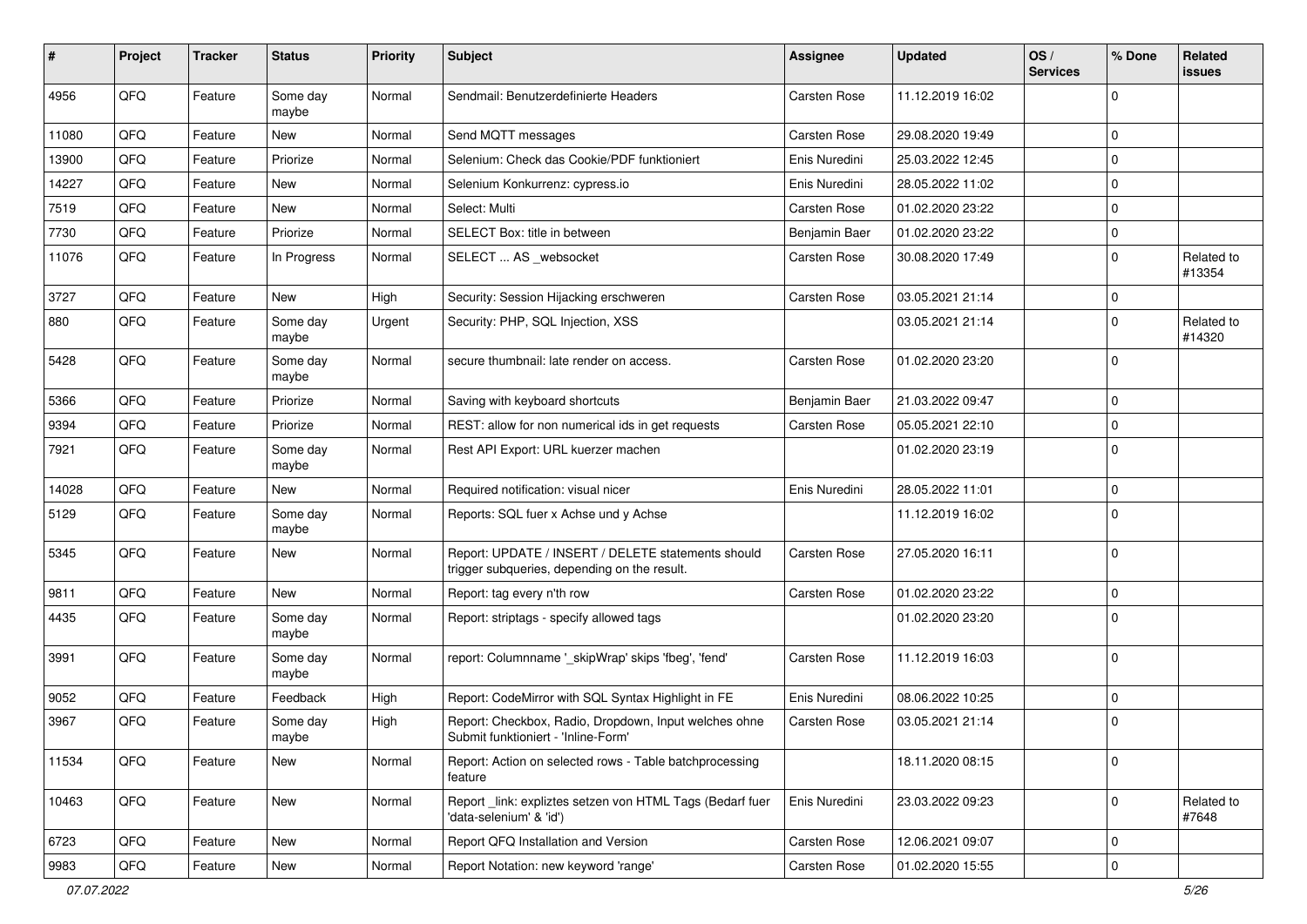| # | Project | Tracker | Status | Priority | Subject | Assignee | Updated | OS / Services | % Done | Related issues |
|---|---|---|---|---|---|---|---|---|---|---|
| 4956 | QFQ | Feature | Some day maybe | Normal | Sendmail: Benutzerdefinierte Headers | Carsten Rose | 11.12.2019 16:02 | | 0 | |
| 11080 | QFQ | Feature | New | Normal | Send MQTT messages | Carsten Rose | 29.08.2020 19:49 | | 0 | |
| 13900 | QFQ | Feature | Priorize | Normal | Selenium: Check das Cookie/PDF funktioniert | Enis Nuredini | 25.03.2022 12:45 | | 0 | |
| 14227 | QFQ | Feature | New | Normal | Selenium Konkurrenz: cypress.io | Enis Nuredini | 28.05.2022 11:02 | | 0 | |
| 7519 | QFQ | Feature | New | Normal | Select: Multi | Carsten Rose | 01.02.2020 23:22 | | 0 | |
| 7730 | QFQ | Feature | Priorize | Normal | SELECT Box: title in between | Benjamin Baer | 01.02.2020 23:22 | | 0 | |
| 11076 | QFQ | Feature | In Progress | Normal | SELECT ... AS _websocket | Carsten Rose | 30.08.2020 17:49 | | 0 | Related to #13354 |
| 3727 | QFQ | Feature | New | High | Security: Session Hijacking erschweren | Carsten Rose | 03.05.2021 21:14 | | 0 | |
| 880 | QFQ | Feature | Some day maybe | Urgent | Security: PHP, SQL Injection, XSS | | 03.05.2021 21:14 | | 0 | Related to #14320 |
| 5428 | QFQ | Feature | Some day maybe | Normal | secure thumbnail: late render on access. | Carsten Rose | 01.02.2020 23:20 | | 0 | |
| 5366 | QFQ | Feature | Priorize | Normal | Saving with keyboard shortcuts | Benjamin Baer | 21.03.2022 09:47 | | 0 | |
| 9394 | QFQ | Feature | Priorize | Normal | REST: allow for non numerical ids in get requests | Carsten Rose | 05.05.2021 22:10 | | 0 | |
| 7921 | QFQ | Feature | Some day maybe | Normal | Rest API Export: URL kuerzer machen | | 01.02.2020 23:19 | | 0 | |
| 14028 | QFQ | Feature | New | Normal | Required notification: visual nicer | Enis Nuredini | 28.05.2022 11:01 | | 0 | |
| 5129 | QFQ | Feature | Some day maybe | Normal | Reports: SQL fuer x Achse und y Achse | | 11.12.2019 16:02 | | 0 | |
| 5345 | QFQ | Feature | New | Normal | Report: UPDATE / INSERT / DELETE statements should trigger subqueries, depending on the result. | Carsten Rose | 27.05.2020 16:11 | | 0 | |
| 9811 | QFQ | Feature | New | Normal | Report: tag every n'th row | Carsten Rose | 01.02.2020 23:22 | | 0 | |
| 4435 | QFQ | Feature | Some day maybe | Normal | Report: striptags - specify allowed tags | | 01.02.2020 23:20 | | 0 | |
| 3991 | QFQ | Feature | Some day maybe | Normal | report: Columnname '_skipWrap' skips 'fbeg', 'fend' | Carsten Rose | 11.12.2019 16:03 | | 0 | |
| 9052 | QFQ | Feature | Feedback | High | Report: CodeMirror with SQL Syntax Highlight in FE | Enis Nuredini | 08.06.2022 10:25 | | 0 | |
| 3967 | QFQ | Feature | Some day maybe | High | Report: Checkbox, Radio, Dropdown, Input welches ohne Submit funktioniert - 'Inline-Form' | Carsten Rose | 03.05.2021 21:14 | | 0 | |
| 11534 | QFQ | Feature | New | Normal | Report: Action on selected rows - Table batchprocessing feature | | 18.11.2020 08:15 | | 0 | |
| 10463 | QFQ | Feature | New | Normal | Report _link: expliztes setzen von HTML Tags (Bedarf fuer 'data-selenium' & 'id') | Enis Nuredini | 23.03.2022 09:23 | | 0 | Related to #7648 |
| 6723 | QFQ | Feature | New | Normal | Report QFQ Installation and Version | Carsten Rose | 12.06.2021 09:07 | | 0 | |
| 9983 | QFQ | Feature | New | Normal | Report Notation: new keyword 'range' | Carsten Rose | 01.02.2020 15:55 | | 0 | |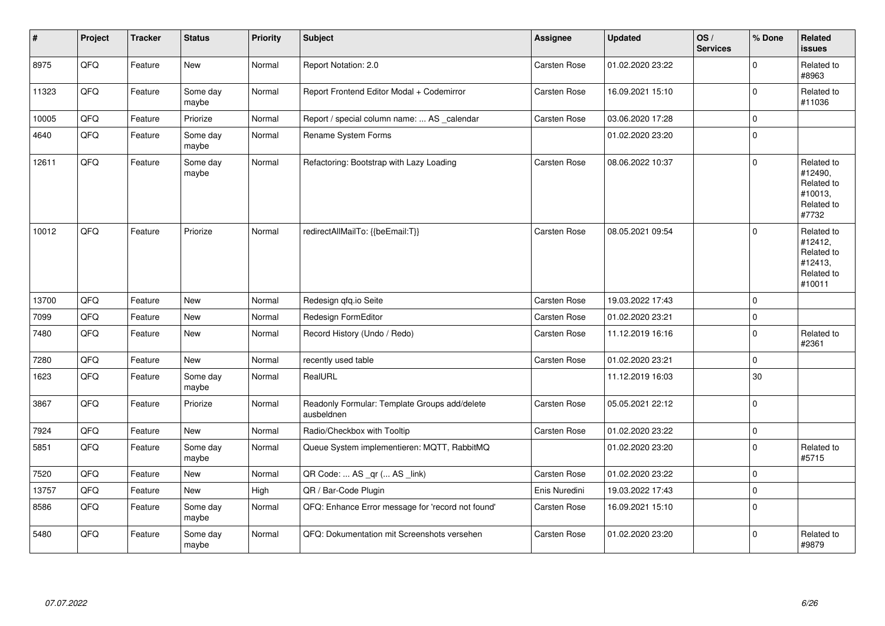| # | Project | Tracker | Status | Priority | Subject | Assignee | Updated | OS / Services | % Done | Related issues |
|---|---|---|---|---|---|---|---|---|---|---|
| 8975 | QFQ | Feature | New | Normal | Report Notation: 2.0 | Carsten Rose | 01.02.2020 23:22 | | 0 | Related to #8963 |
| 11323 | QFQ | Feature | Some day maybe | Normal | Report Frontend Editor Modal + Codemirror | Carsten Rose | 16.09.2021 15:10 | | 0 | Related to #11036 |
| 10005 | QFQ | Feature | Priorize | Normal | Report / special column name: ... AS _calendar | Carsten Rose | 03.06.2020 17:28 | | 0 | |
| 4640 | QFQ | Feature | Some day maybe | Normal | Rename System Forms | | 01.02.2020 23:20 | | 0 | |
| 12611 | QFQ | Feature | Some day maybe | Normal | Refactoring: Bootstrap with Lazy Loading | Carsten Rose | 08.06.2022 10:37 | | 0 | Related to #12490, Related to #10013, Related to #7732 |
| 10012 | QFQ | Feature | Priorize | Normal | redirectAllMailTo: {{beEmail:T}} | Carsten Rose | 08.05.2021 09:54 | | 0 | Related to #12412, Related to #12413, Related to #10011 |
| 13700 | QFQ | Feature | New | Normal | Redesign qfq.io Seite | Carsten Rose | 19.03.2022 17:43 | | 0 | |
| 7099 | QFQ | Feature | New | Normal | Redesign FormEditor | Carsten Rose | 01.02.2020 23:21 | | 0 | |
| 7480 | QFQ | Feature | New | Normal | Record History (Undo / Redo) | Carsten Rose | 11.12.2019 16:16 | | 0 | Related to #2361 |
| 7280 | QFQ | Feature | New | Normal | recently used table | Carsten Rose | 01.02.2020 23:21 | | 0 | |
| 1623 | QFQ | Feature | Some day maybe | Normal | RealURL | | 11.12.2019 16:03 | | 30 | |
| 3867 | QFQ | Feature | Priorize | Normal | Readonly Formular: Template Groups add/delete ausbeldnen | Carsten Rose | 05.05.2021 22:12 | | 0 | |
| 7924 | QFQ | Feature | New | Normal | Radio/Checkbox with Tooltip | Carsten Rose | 01.02.2020 23:22 | | 0 | |
| 5851 | QFQ | Feature | Some day maybe | Normal | Queue System implementieren: MQTT, RabbitMQ | | 01.02.2020 23:20 | | 0 | Related to #5715 |
| 7520 | QFQ | Feature | New | Normal | QR Code: ... AS _qr (... AS _link) | Carsten Rose | 01.02.2020 23:22 | | 0 | |
| 13757 | QFQ | Feature | New | High | QR / Bar-Code Plugin | Enis Nuredini | 19.03.2022 17:43 | | 0 | |
| 8586 | QFQ | Feature | Some day maybe | Normal | QFQ: Enhance Error message for 'record not found' | Carsten Rose | 16.09.2021 15:10 | | 0 | |
| 5480 | QFQ | Feature | Some day maybe | Normal | QFQ: Dokumentation mit Screenshots versehen | Carsten Rose | 01.02.2020 23:20 | | 0 | Related to #9879 |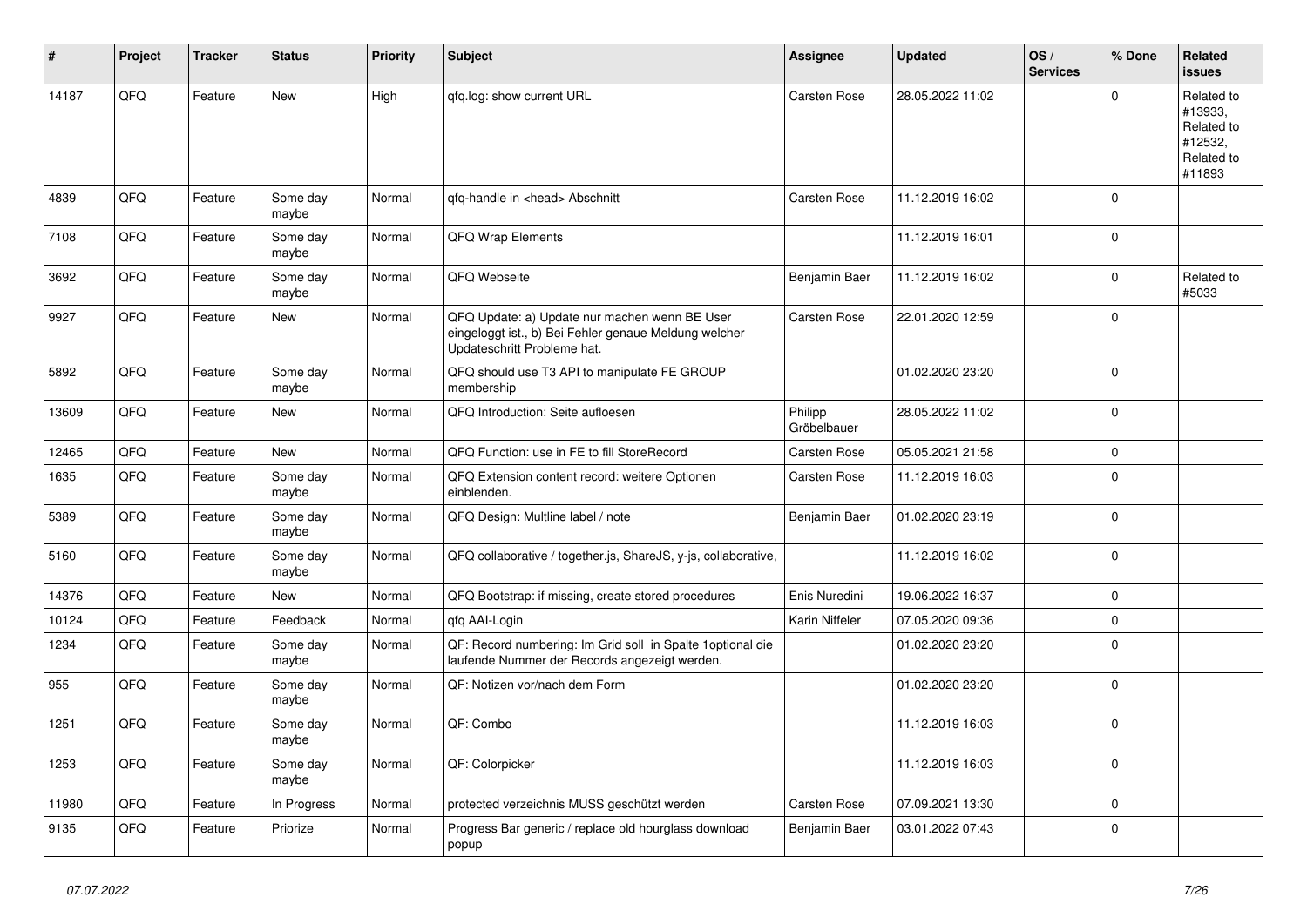| # | Project | Tracker | Status | Priority | Subject | Assignee | Updated | OS / Services | % Done | Related issues |
|---|---|---|---|---|---|---|---|---|---|---|
| 14187 | QFQ | Feature | New | High | qfq.log: show current URL | Carsten Rose | 28.05.2022 11:02 | | 0 | Related to #13933, Related to #12532, Related to #11893 |
| 4839 | QFQ | Feature | Some day maybe | Normal | qfq-handle in <head> Abschnitt | Carsten Rose | 11.12.2019 16:02 | | 0 | |
| 7108 | QFQ | Feature | Some day maybe | Normal | QFQ Wrap Elements | | 11.12.2019 16:01 | | 0 | |
| 3692 | QFQ | Feature | Some day maybe | Normal | QFQ Webseite | Benjamin Baer | 11.12.2019 16:02 | | 0 | Related to #5033 |
| 9927 | QFQ | Feature | New | Normal | QFQ Update: a) Update nur machen wenn BE User eingeloggt ist., b) Bei Fehler genaue Meldung welcher Updateschritt Probleme hat. | Carsten Rose | 22.01.2020 12:59 | | 0 | |
| 5892 | QFQ | Feature | Some day maybe | Normal | QFQ should use T3 API to manipulate FE GROUP membership | | 01.02.2020 23:20 | | 0 | |
| 13609 | QFQ | Feature | New | Normal | QFQ Introduction: Seite aufloesen | Philipp Gröbelbauer | 28.05.2022 11:02 | | 0 | |
| 12465 | QFQ | Feature | New | Normal | QFQ Function: use in FE to fill StoreRecord | Carsten Rose | 05.05.2021 21:58 | | 0 | |
| 1635 | QFQ | Feature | Some day maybe | Normal | QFQ Extension content record: weitere Optionen einblenden. | Carsten Rose | 11.12.2019 16:03 | | 0 | |
| 5389 | QFQ | Feature | Some day maybe | Normal | QFQ Design: Multline label / note | Benjamin Baer | 01.02.2020 23:19 | | 0 | |
| 5160 | QFQ | Feature | Some day maybe | Normal | QFQ collaborative / together.js, ShareJS, y-js, collaborative, | | 11.12.2019 16:02 | | 0 | |
| 14376 | QFQ | Feature | New | Normal | QFQ Bootstrap: if missing, create stored procedures | Enis Nuredini | 19.06.2022 16:37 | | 0 | |
| 10124 | QFQ | Feature | Feedback | Normal | qfq AAI-Login | Karin Niffeler | 07.05.2020 09:36 | | 0 | |
| 1234 | QFQ | Feature | Some day maybe | Normal | QF: Record numbering: Im Grid soll in Spalte 1optional die laufende Nummer der Records angezeigt werden. | | 01.02.2020 23:20 | | 0 | |
| 955 | QFQ | Feature | Some day maybe | Normal | QF: Notizen vor/nach dem Form | | 01.02.2020 23:20 | | 0 | |
| 1251 | QFQ | Feature | Some day maybe | Normal | QF: Combo | | 11.12.2019 16:03 | | 0 | |
| 1253 | QFQ | Feature | Some day maybe | Normal | QF: Colorpicker | | 11.12.2019 16:03 | | 0 | |
| 11980 | QFQ | Feature | In Progress | Normal | protected verzeichnis MUSS geschützt werden | Carsten Rose | 07.09.2021 13:30 | | 0 | |
| 9135 | QFQ | Feature | Priorize | Normal | Progress Bar generic / replace old hourglass download popup | Benjamin Baer | 03.01.2022 07:43 | | 0 | |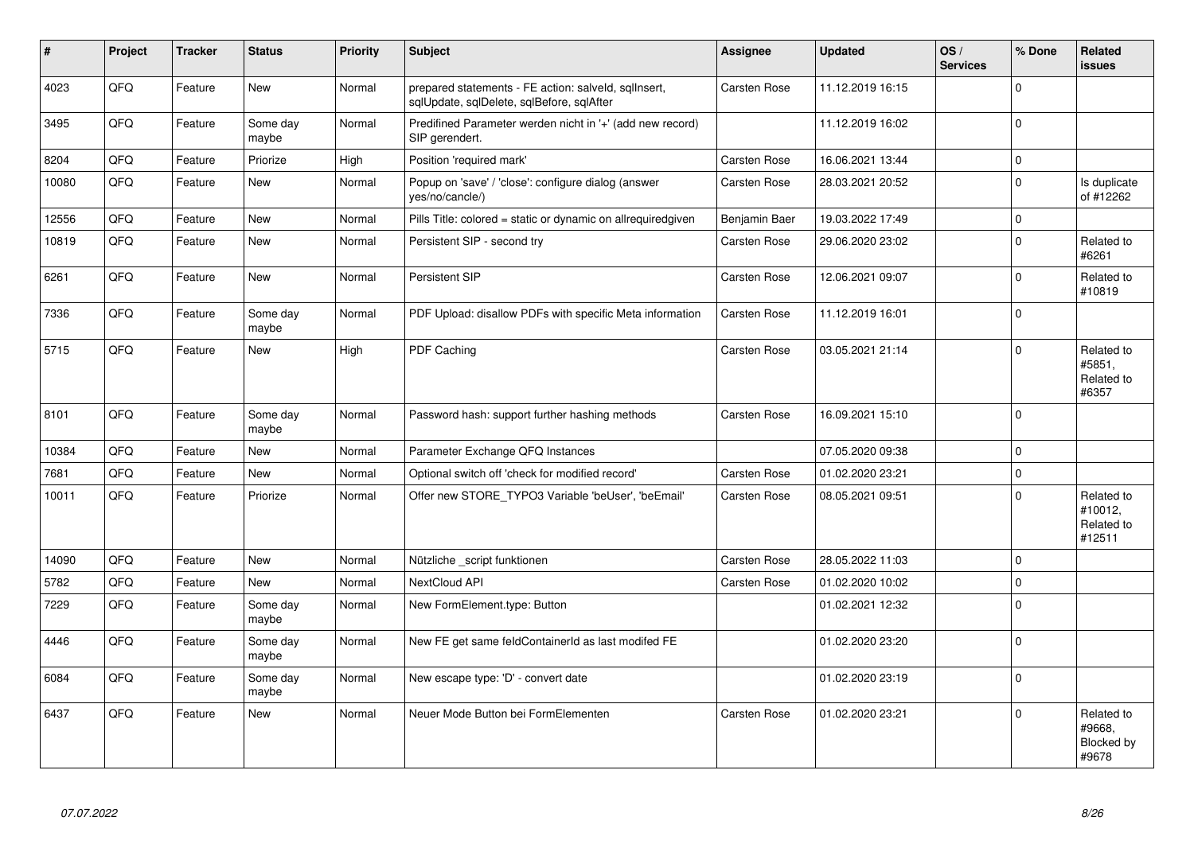| # | Project | Tracker | Status | Priority | Subject | Assignee | Updated | OS / Services | % Done | Related issues |
|---|---|---|---|---|---|---|---|---|---|---|
| 4023 | QFQ | Feature | New | Normal | prepared statements - FE action: salveld, sqlInsert, sqlUpdate, sqlDelete, sqlBefore, sqlAfter | Carsten Rose | 11.12.2019 16:15 | | 0 | |
| 3495 | QFQ | Feature | Some day maybe | Normal | Predifined Parameter werden nicht in '+' (add new record) SIP gerendert. | | 11.12.2019 16:02 | | 0 | |
| 8204 | QFQ | Feature | Priorize | High | Position 'required mark' | Carsten Rose | 16.06.2021 13:44 | | 0 | |
| 10080 | QFQ | Feature | New | Normal | Popup on 'save' / 'close': configure dialog (answer yes/no/cancle/) | Carsten Rose | 28.03.2021 20:52 | | 0 | Is duplicate of #12262 |
| 12556 | QFQ | Feature | New | Normal | Pills Title: colored = static or dynamic on allrequiredgiven | Benjamin Baer | 19.03.2022 17:49 | | 0 | |
| 10819 | QFQ | Feature | New | Normal | Persistent SIP - second try | Carsten Rose | 29.06.2020 23:02 | | 0 | Related to #6261 |
| 6261 | QFQ | Feature | New | Normal | Persistent SIP | Carsten Rose | 12.06.2021 09:07 | | 0 | Related to #10819 |
| 7336 | QFQ | Feature | Some day maybe | Normal | PDF Upload: disallow PDFs with specific Meta information | Carsten Rose | 11.12.2019 16:01 | | 0 | |
| 5715 | QFQ | Feature | New | High | PDF Caching | Carsten Rose | 03.05.2021 21:14 | | 0 | Related to #5851, Related to #6357 |
| 8101 | QFQ | Feature | Some day maybe | Normal | Password hash: support further hashing methods | Carsten Rose | 16.09.2021 15:10 | | 0 | |
| 10384 | QFQ | Feature | New | Normal | Parameter Exchange QFQ Instances | | 07.05.2020 09:38 | | 0 | |
| 7681 | QFQ | Feature | New | Normal | Optional switch off 'check for modified record' | Carsten Rose | 01.02.2020 23:21 | | 0 | |
| 10011 | QFQ | Feature | Priorize | Normal | Offer new STORE_TYPO3 Variable 'beUser', 'beEmail' | Carsten Rose | 08.05.2021 09:51 | | 0 | Related to #10012, Related to #12511 |
| 14090 | QFQ | Feature | New | Normal | Nützliche _script funktionen | Carsten Rose | 28.05.2022 11:03 | | 0 | |
| 5782 | QFQ | Feature | New | Normal | NextCloud API | Carsten Rose | 01.02.2020 10:02 | | 0 | |
| 7229 | QFQ | Feature | Some day maybe | Normal | New FormElement.type: Button | | 01.02.2021 12:32 | | 0 | |
| 4446 | QFQ | Feature | Some day maybe | Normal | New FE get same feldContainerId as last modifed FE | | 01.02.2020 23:20 | | 0 | |
| 6084 | QFQ | Feature | Some day maybe | Normal | New escape type: 'D' - convert date | | 01.02.2020 23:19 | | 0 | |
| 6437 | QFQ | Feature | New | Normal | Neuer Mode Button bei FormElementen | Carsten Rose | 01.02.2020 23:21 | | 0 | Related to #9668, Blocked by #9678 |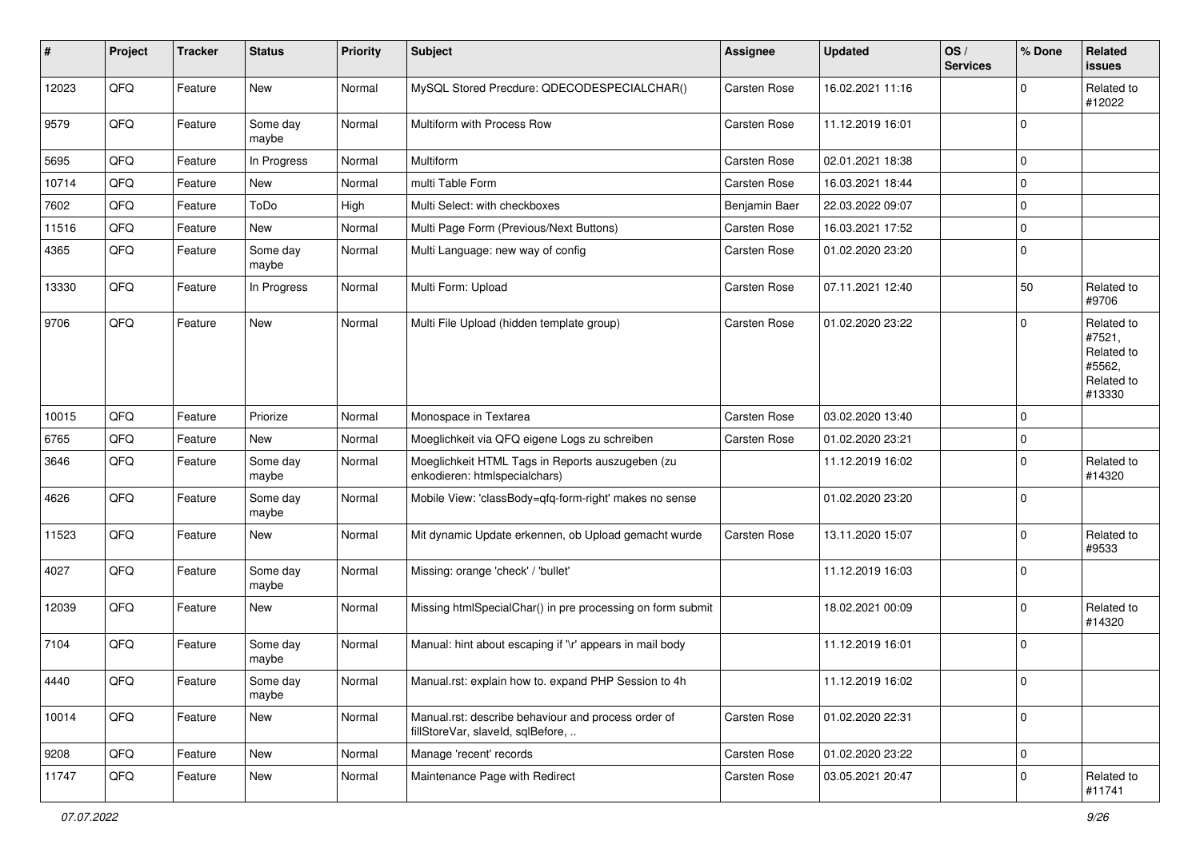| # | Project | Tracker | Status | Priority | Subject | Assignee | Updated | OS / Services | % Done | Related issues |
|---|---|---|---|---|---|---|---|---|---|---|
| 12023 | QFQ | Feature | New | Normal | MySQL Stored Precdure: QDECODESPECIALCHAR() | Carsten Rose | 16.02.2021 11:16 | | 0 | Related to #12022 |
| 9579 | QFQ | Feature | Some day maybe | Normal | Multiform with Process Row | Carsten Rose | 11.12.2019 16:01 | | 0 | |
| 5695 | QFQ | Feature | In Progress | Normal | Multiform | Carsten Rose | 02.01.2021 18:38 | | 0 | |
| 10714 | QFQ | Feature | New | Normal | multi Table Form | Carsten Rose | 16.03.2021 18:44 | | 0 | |
| 7602 | QFQ | Feature | ToDo | High | Multi Select: with checkboxes | Benjamin Baer | 22.03.2022 09:07 | | 0 | |
| 11516 | QFQ | Feature | New | Normal | Multi Page Form (Previous/Next Buttons) | Carsten Rose | 16.03.2021 17:52 | | 0 | |
| 4365 | QFQ | Feature | Some day maybe | Normal | Multi Language: new way of config | Carsten Rose | 01.02.2020 23:20 | | 0 | |
| 13330 | QFQ | Feature | In Progress | Normal | Multi Form: Upload | Carsten Rose | 07.11.2021 12:40 | | 50 | Related to #9706 |
| 9706 | QFQ | Feature | New | Normal | Multi File Upload (hidden template group) | Carsten Rose | 01.02.2020 23:22 | | 0 | Related to #7521, Related to #5562, Related to #13330 |
| 10015 | QFQ | Feature | Priorize | Normal | Monospace in Textarea | Carsten Rose | 03.02.2020 13:40 | | 0 | |
| 6765 | QFQ | Feature | New | Normal | Moeglichkeit via QFQ eigene Logs zu schreiben | Carsten Rose | 01.02.2020 23:21 | | 0 | |
| 3646 | QFQ | Feature | Some day maybe | Normal | Moeglichkeit HTML Tags in Reports auszugeben (zu enkodieren: htmlspecialchars) | | 11.12.2019 16:02 | | 0 | Related to #14320 |
| 4626 | QFQ | Feature | Some day maybe | Normal | Mobile View: 'classBody=qfq-form-right' makes no sense | | 01.02.2020 23:20 | | 0 | |
| 11523 | QFQ | Feature | New | Normal | Mit dynamic Update erkennen, ob Upload gemacht wurde | Carsten Rose | 13.11.2020 15:07 | | 0 | Related to #9533 |
| 4027 | QFQ | Feature | Some day maybe | Normal | Missing: orange 'check' / 'bullet' | | 11.12.2019 16:03 | | 0 | |
| 12039 | QFQ | Feature | New | Normal | Missing htmlSpecialChar() in pre processing on form submit | | 18.02.2021 00:09 | | 0 | Related to #14320 |
| 7104 | QFQ | Feature | Some day maybe | Normal | Manual: hint about escaping if '\r' appears in mail body | | 11.12.2019 16:01 | | 0 | |
| 4440 | QFQ | Feature | Some day maybe | Normal | Manual.rst: explain how to. expand PHP Session to 4h | | 11.12.2019 16:02 | | 0 | |
| 10014 | QFQ | Feature | New | Normal | Manual.rst: describe behaviour and process order of fillStoreVar, slaveId, sqlBefore, .. | Carsten Rose | 01.02.2020 22:31 | | 0 | |
| 9208 | QFQ | Feature | New | Normal | Manage 'recent' records | Carsten Rose | 01.02.2020 23:22 | | 0 | |
| 11747 | QFQ | Feature | New | Normal | Maintenance Page with Redirect | Carsten Rose | 03.05.2021 20:47 | | 0 | Related to #11741 |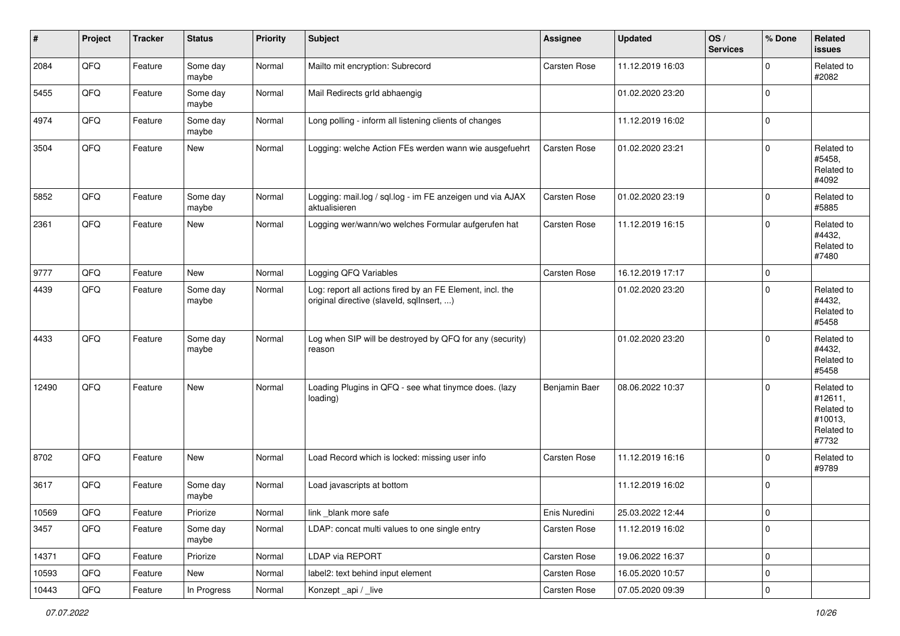| # | Project | Tracker | Status | Priority | Subject | Assignee | Updated | OS / Services | % Done | Related issues |
|---|---|---|---|---|---|---|---|---|---|---|
| 2084 | QFQ | Feature | Some day maybe | Normal | Mailto mit encryption: Subrecord | Carsten Rose | 11.12.2019 16:03 | | 0 | Related to #2082 |
| 5455 | QFQ | Feature | Some day maybe | Normal | Mail Redirects grId abhaengig | | 01.02.2020 23:20 | | 0 | |
| 4974 | QFQ | Feature | Some day maybe | Normal | Long polling - inform all listening clients of changes | | 11.12.2019 16:02 | | 0 | |
| 3504 | QFQ | Feature | New | Normal | Logging: welche Action FEs werden wann wie ausgefuehrt | Carsten Rose | 01.02.2020 23:21 | | 0 | Related to #5458, Related to #4092 |
| 5852 | QFQ | Feature | Some day maybe | Normal | Logging: mail.log / sql.log - im FE anzeigen und via AJAX aktualisieren | Carsten Rose | 01.02.2020 23:19 | | 0 | Related to #5885 |
| 2361 | QFQ | Feature | New | Normal | Logging wer/wann/wo welches Formular aufgerufen hat | Carsten Rose | 11.12.2019 16:15 | | 0 | Related to #4432, Related to #7480 |
| 9777 | QFQ | Feature | New | Normal | Logging QFQ Variables | Carsten Rose | 16.12.2019 17:17 | | 0 | |
| 4439 | QFQ | Feature | Some day maybe | Normal | Log: report all actions fired by an FE Element, incl. the original directive (slaveId, sqlInsert, ...) | | 01.02.2020 23:20 | | 0 | Related to #4432, Related to #5458 |
| 4433 | QFQ | Feature | Some day maybe | Normal | Log when SIP will be destroyed by QFQ for any (security) reason | | 01.02.2020 23:20 | | 0 | Related to #4432, Related to #5458 |
| 12490 | QFQ | Feature | New | Normal | Loading Plugins in QFQ - see what tinymce does. (lazy loading) | Benjamin Baer | 08.06.2022 10:37 | | 0 | Related to #12611, Related to #10013, Related to #7732 |
| 8702 | QFQ | Feature | New | Normal | Load Record which is locked: missing user info | Carsten Rose | 11.12.2019 16:16 | | 0 | Related to #9789 |
| 3617 | QFQ | Feature | Some day maybe | Normal | Load javascripts at bottom | | 11.12.2019 16:02 | | 0 | |
| 10569 | QFQ | Feature | Priorize | Normal | link _blank more safe | Enis Nuredini | 25.03.2022 12:44 | | 0 | |
| 3457 | QFQ | Feature | Some day maybe | Normal | LDAP: concat multi values to one single entry | Carsten Rose | 11.12.2019 16:02 | | 0 | |
| 14371 | QFQ | Feature | Priorize | Normal | LDAP via REPORT | Carsten Rose | 19.06.2022 16:37 | | 0 | |
| 10593 | QFQ | Feature | New | Normal | label2: text behind input element | Carsten Rose | 16.05.2020 10:57 | | 0 | |
| 10443 | QFQ | Feature | In Progress | Normal | Konzept _api / _live | Carsten Rose | 07.05.2020 09:39 | | 0 | |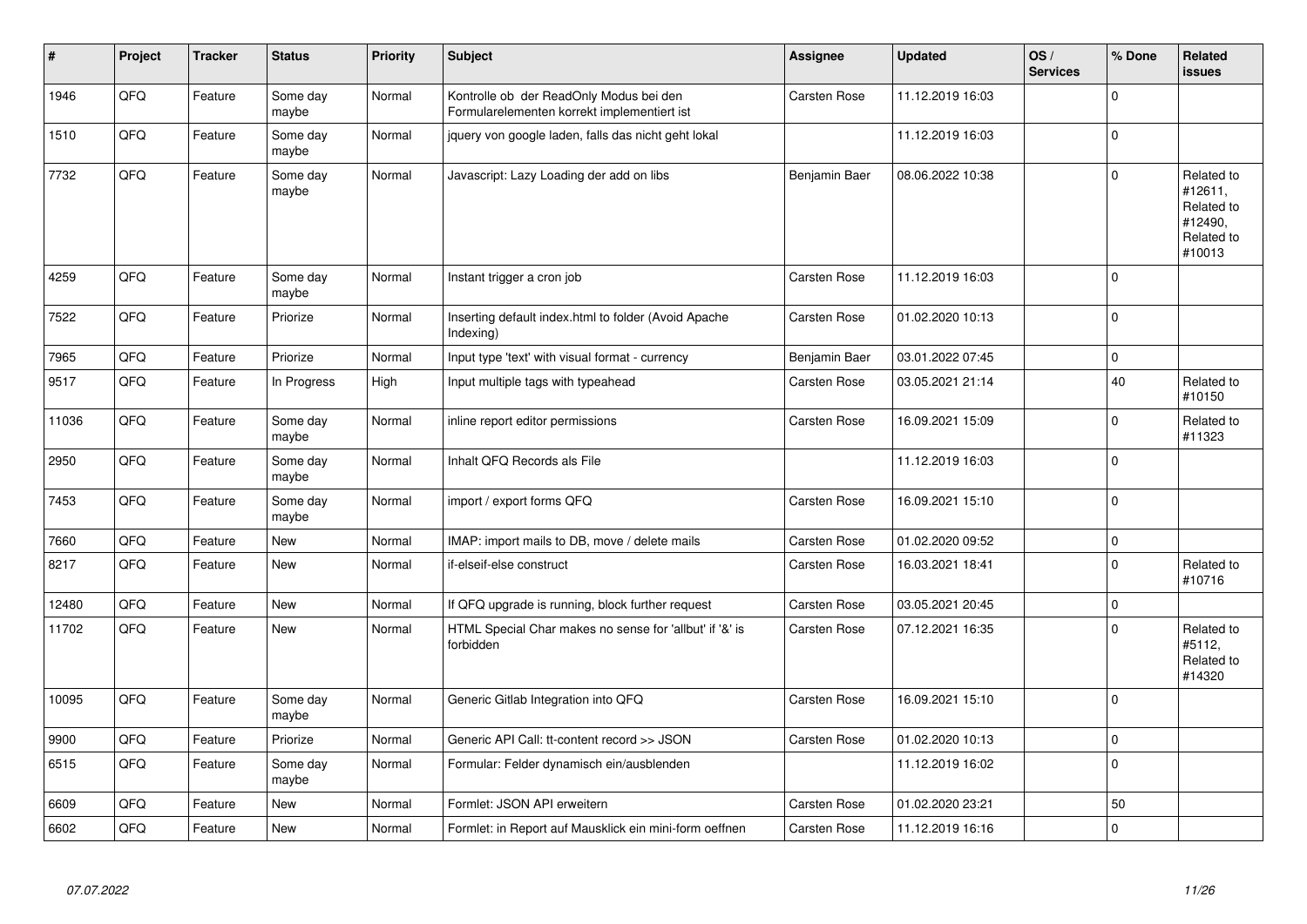| # | Project | Tracker | Status | Priority | Subject | Assignee | Updated | OS / Services | % Done | Related issues |
|---|---|---|---|---|---|---|---|---|---|---|
| 1946 | QFQ | Feature | Some day maybe | Normal | Kontrolle ob  der ReadOnly Modus bei den Formularelementen korrekt implementiert ist | Carsten Rose | 11.12.2019 16:03 | | 0 | |
| 1510 | QFQ | Feature | Some day maybe | Normal | jquery von google laden, falls das nicht geht lokal | | 11.12.2019 16:03 | | 0 | |
| 7732 | QFQ | Feature | Some day maybe | Normal | Javascript: Lazy Loading der add on libs | Benjamin Baer | 08.06.2022 10:38 | | 0 | Related to #12611, Related to #12490, Related to #10013 |
| 4259 | QFQ | Feature | Some day maybe | Normal | Instant trigger a cron job | Carsten Rose | 11.12.2019 16:03 | | 0 | |
| 7522 | QFQ | Feature | Priorize | Normal | Inserting default index.html to folder (Avoid Apache Indexing) | Carsten Rose | 01.02.2020 10:13 | | 0 | |
| 7965 | QFQ | Feature | Priorize | Normal | Input type 'text' with visual format - currency | Benjamin Baer | 03.01.2022 07:45 | | 0 | |
| 9517 | QFQ | Feature | In Progress | High | Input multiple tags with typeahead | Carsten Rose | 03.05.2021 21:14 | | 40 | Related to #10150 |
| 11036 | QFQ | Feature | Some day maybe | Normal | inline report editor permissions | Carsten Rose | 16.09.2021 15:09 | | 0 | Related to #11323 |
| 2950 | QFQ | Feature | Some day maybe | Normal | Inhalt QFQ Records als File | | 11.12.2019 16:03 | | 0 | |
| 7453 | QFQ | Feature | Some day maybe | Normal | import / export forms QFQ | Carsten Rose | 16.09.2021 15:10 | | 0 | |
| 7660 | QFQ | Feature | New | Normal | IMAP: import mails to DB, move / delete mails | Carsten Rose | 01.02.2020 09:52 | | 0 | |
| 8217 | QFQ | Feature | New | Normal | if-elseif-else construct | Carsten Rose | 16.03.2021 18:41 | | 0 | Related to #10716 |
| 12480 | QFQ | Feature | New | Normal | If QFQ upgrade is running, block further request | Carsten Rose | 03.05.2021 20:45 | | 0 | |
| 11702 | QFQ | Feature | New | Normal | HTML Special Char makes no sense for 'allbut' if '&' is forbidden | Carsten Rose | 07.12.2021 16:35 | | 0 | Related to #5112, Related to #14320 |
| 10095 | QFQ | Feature | Some day maybe | Normal | Generic Gitlab Integration into QFQ | Carsten Rose | 16.09.2021 15:10 | | 0 | |
| 9900 | QFQ | Feature | Priorize | Normal | Generic API Call: tt-content record >> JSON | Carsten Rose | 01.02.2020 10:13 | | 0 | |
| 6515 | QFQ | Feature | Some day maybe | Normal | Formular: Felder dynamisch ein/ausblenden | | 11.12.2019 16:02 | | 0 | |
| 6609 | QFQ | Feature | New | Normal | Formlet: JSON API erweitern | Carsten Rose | 01.02.2020 23:21 | | 50 | |
| 6602 | QFQ | Feature | New | Normal | Formlet: in Report auf Mausklick ein mini-form oeffnen | Carsten Rose | 11.12.2019 16:16 | | 0 | |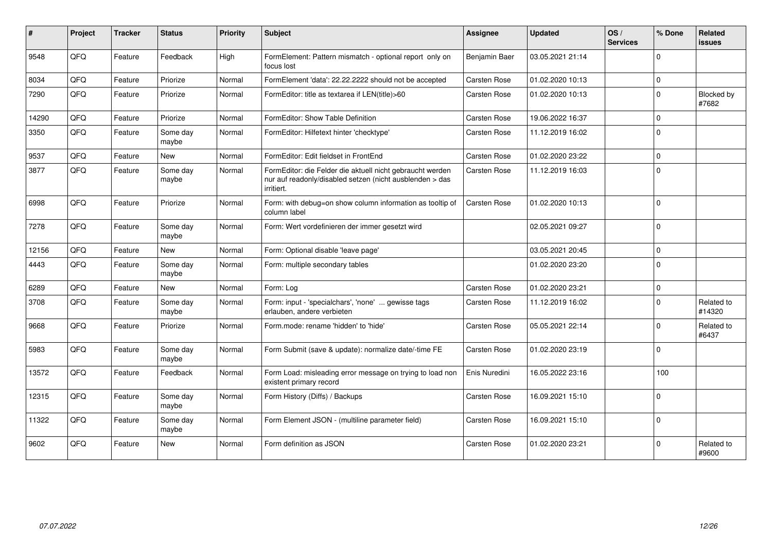| # | Project | Tracker | Status | Priority | Subject | Assignee | Updated | OS / Services | % Done | Related issues |
|---|---|---|---|---|---|---|---|---|---|---|
| 9548 | QFQ | Feature | Feedback | High | FormElement: Pattern mismatch - optional report only on focus lost | Benjamin Baer | 03.05.2021 21:14 | | 0 | |
| 8034 | QFQ | Feature | Priorize | Normal | FormElement 'data': 22.22.2222 should not be accepted | Carsten Rose | 01.02.2020 10:13 | | 0 | |
| 7290 | QFQ | Feature | Priorize | Normal | FormEditor: title as textarea if LEN(title)>60 | Carsten Rose | 01.02.2020 10:13 | | 0 | Blocked by #7682 |
| 14290 | QFQ | Feature | Priorize | Normal | FormEditor: Show Table Definition | Carsten Rose | 19.06.2022 16:37 | | 0 | |
| 3350 | QFQ | Feature | Some day maybe | Normal | FormEditor: Hilfetext hinter 'checktype' | Carsten Rose | 11.12.2019 16:02 | | 0 | |
| 9537 | QFQ | Feature | New | Normal | FormEditor: Edit fieldset in FrontEnd | Carsten Rose | 01.02.2020 23:22 | | 0 | |
| 3877 | QFQ | Feature | Some day maybe | Normal | FormEditor: die Felder die aktuell nicht gebraucht werden nur auf readonly/disabled setzen (nicht ausblenden > das irritiert. | Carsten Rose | 11.12.2019 16:03 | | 0 | |
| 6998 | QFQ | Feature | Priorize | Normal | Form: with debug=on show column information as tooltip of column label | Carsten Rose | 01.02.2020 10:13 | | 0 | |
| 7278 | QFQ | Feature | Some day maybe | Normal | Form: Wert vordefinieren der immer gesetzt wird | | 02.05.2021 09:27 | | 0 | |
| 12156 | QFQ | Feature | New | Normal | Form: Optional disable 'leave page' | | 03.05.2021 20:45 | | 0 | |
| 4443 | QFQ | Feature | Some day maybe | Normal | Form: multiple secondary tables | | 01.02.2020 23:20 | | 0 | |
| 6289 | QFQ | Feature | New | Normal | Form: Log | Carsten Rose | 01.02.2020 23:21 | | 0 | |
| 3708 | QFQ | Feature | Some day maybe | Normal | Form: input - 'specialchars', 'none' ... gewisse tags erlauben, andere verbieten | Carsten Rose | 11.12.2019 16:02 | | 0 | Related to #14320 |
| 9668 | QFQ | Feature | Priorize | Normal | Form.mode: rename 'hidden' to 'hide' | Carsten Rose | 05.05.2021 22:14 | | 0 | Related to #6437 |
| 5983 | QFQ | Feature | Some day maybe | Normal | Form Submit (save & update): normalize date/-time FE | Carsten Rose | 01.02.2020 23:19 | | 0 | |
| 13572 | QFQ | Feature | Feedback | Normal | Form Load: misleading error message on trying to load non existent primary record | Enis Nuredini | 16.05.2022 23:16 | | 100 | |
| 12315 | QFQ | Feature | Some day maybe | Normal | Form History (Diffs) / Backups | Carsten Rose | 16.09.2021 15:10 | | 0 | |
| 11322 | QFQ | Feature | Some day maybe | Normal | Form Element JSON - (multiline parameter field) | Carsten Rose | 16.09.2021 15:10 | | 0 | |
| 9602 | QFQ | Feature | New | Normal | Form definition as JSON | Carsten Rose | 01.02.2020 23:21 | | 0 | Related to #9600 |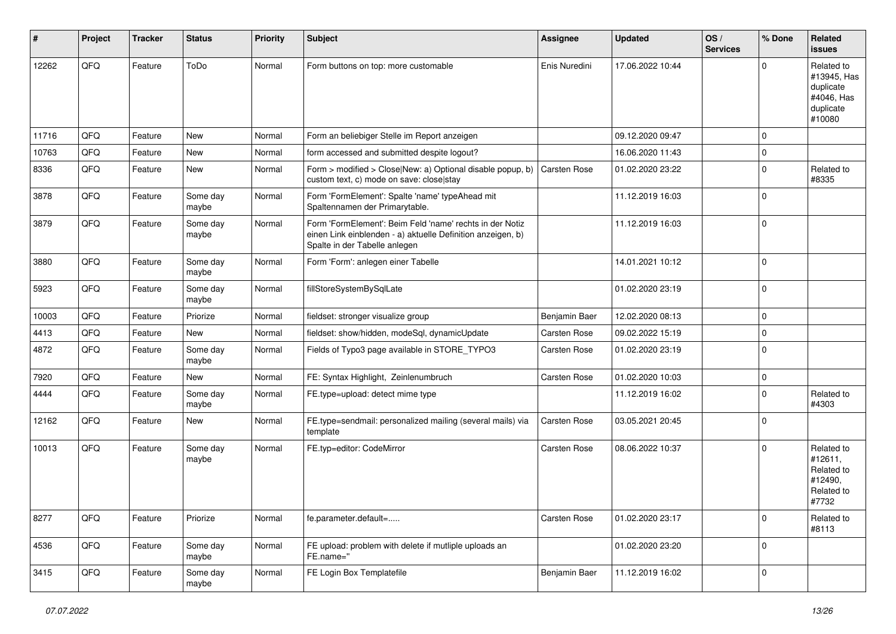| # | Project | Tracker | Status | Priority | Subject | Assignee | Updated | OS / Services | % Done | Related issues |
|---|---|---|---|---|---|---|---|---|---|---|
| 12262 | QFQ | Feature | ToDo | Normal | Form buttons on top: more customable | Enis Nuredini | 17.06.2022 10:44 | | 0 | Related to #13945, Has duplicate #4046, Has duplicate #10080 |
| 11716 | QFQ | Feature | New | Normal | Form an beliebiger Stelle im Report anzeigen | | 09.12.2020 09:47 | | 0 | |
| 10763 | QFQ | Feature | New | Normal | form accessed and submitted despite logout? | | 16.06.2020 11:43 | | 0 | |
| 8336 | QFQ | Feature | New | Normal | Form > modified > Close\|New: a) Optional disable popup, b) custom text, c) mode on save: close\|stay | Carsten Rose | 01.02.2020 23:22 | | 0 | Related to #8335 |
| 3878 | QFQ | Feature | Some day maybe | Normal | Form 'FormElement': Spalte 'name' typeAhead mit Spaltennamen der Primarytable. | | 11.12.2019 16:03 | | 0 | |
| 3879 | QFQ | Feature | Some day maybe | Normal | Form 'FormElement': Beim Feld 'name' rechts in der Notiz einen Link einblenden - a) aktuelle Definition anzeigen, b) Spalte in der Tabelle anlegen | | 11.12.2019 16:03 | | 0 | |
| 3880 | QFQ | Feature | Some day maybe | Normal | Form 'Form': anlegen einer Tabelle | | 14.01.2021 10:12 | | 0 | |
| 5923 | QFQ | Feature | Some day maybe | Normal | fillStoreSystemBySqlLate | | 01.02.2020 23:19 | | 0 | |
| 10003 | QFQ | Feature | Priorize | Normal | fieldset: stronger visualize group | Benjamin Baer | 12.02.2020 08:13 | | 0 | |
| 4413 | QFQ | Feature | New | Normal | fieldset: show/hidden, modeSql, dynamicUpdate | Carsten Rose | 09.02.2022 15:19 | | 0 | |
| 4872 | QFQ | Feature | Some day maybe | Normal | Fields of Typo3 page available in STORE_TYPO3 | Carsten Rose | 01.02.2020 23:19 | | 0 | |
| 7920 | QFQ | Feature | New | Normal | FE: Syntax Highlight, Zeinlenumbruch | Carsten Rose | 01.02.2020 10:03 | | 0 | |
| 4444 | QFQ | Feature | Some day maybe | Normal | FE.type=upload: detect mime type | | 11.12.2019 16:02 | | 0 | Related to #4303 |
| 12162 | QFQ | Feature | New | Normal | FE.type=sendmail: personalized mailing (several mails) via template | Carsten Rose | 03.05.2021 20:45 | | 0 | |
| 10013 | QFQ | Feature | Some day maybe | Normal | FE.typ=editor: CodeMirror | Carsten Rose | 08.06.2022 10:37 | | 0 | Related to #12611, Related to #12490, Related to #7732 |
| 8277 | QFQ | Feature | Priorize | Normal | fe.parameter.default=..... | Carsten Rose | 01.02.2020 23:17 | | 0 | Related to #8113 |
| 4536 | QFQ | Feature | Some day maybe | Normal | FE upload: problem with delete if mutliple uploads an FE.name='' | | 01.02.2020 23:20 | | 0 | |
| 3415 | QFQ | Feature | Some day maybe | Normal | FE Login Box Templatefile | Benjamin Baer | 11.12.2019 16:02 | | 0 | |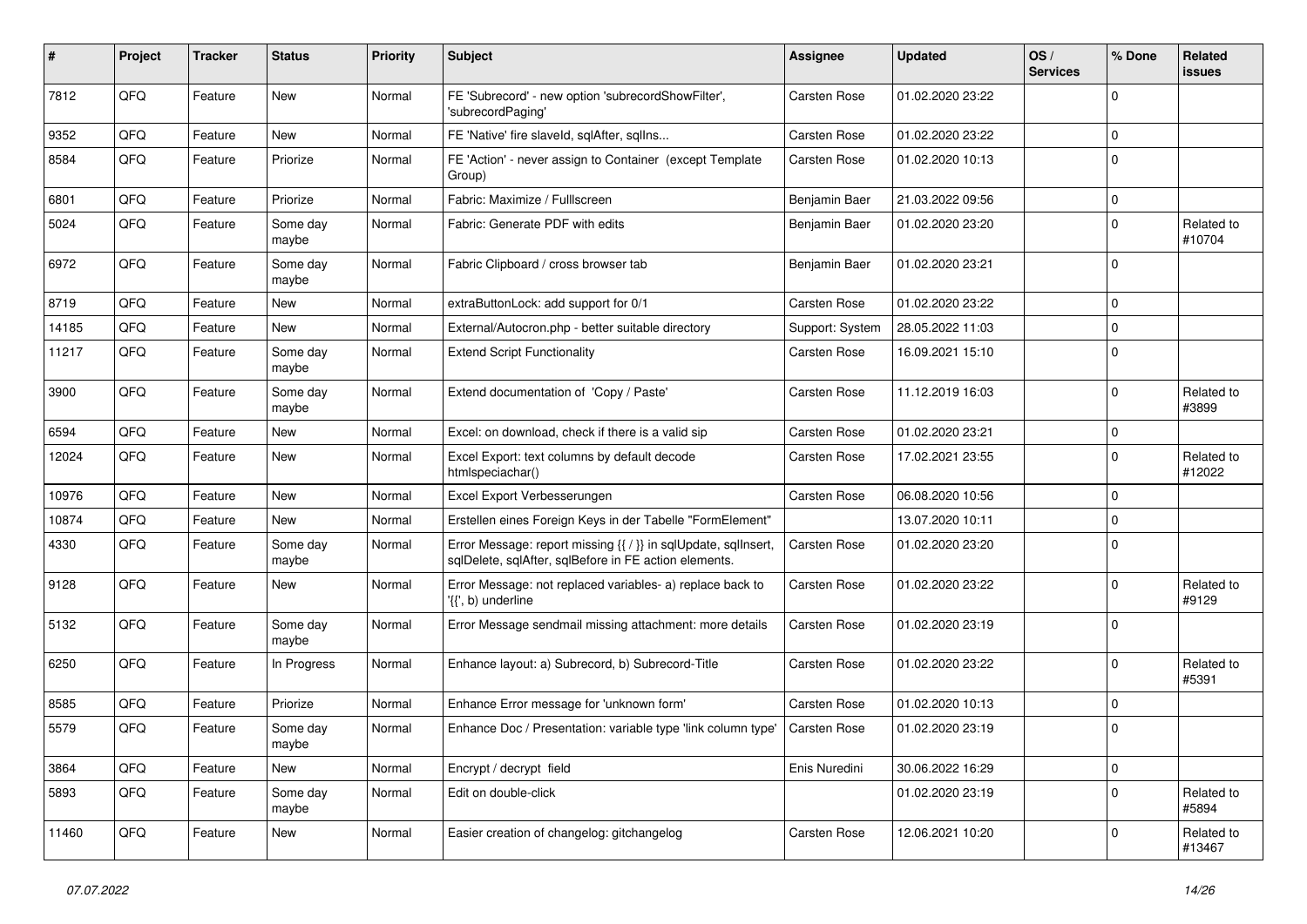| # | Project | Tracker | Status | Priority | Subject | Assignee | Updated | OS / Services | % Done | Related issues |
|---|---|---|---|---|---|---|---|---|---|---|
| 7812 | QFQ | Feature | New | Normal | FE 'Subrecord' - new option 'subrecordShowFilter', 'subrecordPaging' | Carsten Rose | 01.02.2020 23:22 | | 0 | |
| 9352 | QFQ | Feature | New | Normal | FE 'Native' fire slaveId, sqlAfter, sqlIns... | Carsten Rose | 01.02.2020 23:22 | | 0 | |
| 8584 | QFQ | Feature | Priorize | Normal | FE 'Action' - never assign to Container (except Template Group) | Carsten Rose | 01.02.2020 10:13 | | 0 | |
| 6801 | QFQ | Feature | Priorize | Normal | Fabric: Maximize / Fulllscreen | Benjamin Baer | 21.03.2022 09:56 | | 0 | |
| 5024 | QFQ | Feature | Some day maybe | Normal | Fabric: Generate PDF with edits | Benjamin Baer | 01.02.2020 23:20 | | 0 | Related to #10704 |
| 6972 | QFQ | Feature | Some day maybe | Normal | Fabric Clipboard / cross browser tab | Benjamin Baer | 01.02.2020 23:21 | | 0 | |
| 8719 | QFQ | Feature | New | Normal | extraButtonLock: add support for 0/1 | Carsten Rose | 01.02.2020 23:22 | | 0 | |
| 14185 | QFQ | Feature | New | Normal | External/Autocron.php - better suitable directory | Support: System | 28.05.2022 11:03 | | 0 | |
| 11217 | QFQ | Feature | Some day maybe | Normal | Extend Script Functionality | Carsten Rose | 16.09.2021 15:10 | | 0 | |
| 3900 | QFQ | Feature | Some day maybe | Normal | Extend documentation of 'Copy / Paste' | Carsten Rose | 11.12.2019 16:03 | | 0 | Related to #3899 |
| 6594 | QFQ | Feature | New | Normal | Excel: on download, check if there is a valid sip | Carsten Rose | 01.02.2020 23:21 | | 0 | |
| 12024 | QFQ | Feature | New | Normal | Excel Export: text columns by default decode htmlspeciachar() | Carsten Rose | 17.02.2021 23:55 | | 0 | Related to #12022 |
| 10976 | QFQ | Feature | New | Normal | Excel Export Verbesserungen | Carsten Rose | 06.08.2020 10:56 | | 0 | |
| 10874 | QFQ | Feature | New | Normal | Erstellen eines Foreign Keys in der Tabelle "FormElement" | | 13.07.2020 10:11 | | 0 | |
| 4330 | QFQ | Feature | Some day maybe | Normal | Error Message: report missing {{ / }} in sqlUpdate, sqlInsert, sqlDelete, sqlAfter, sqlBefore in FE action elements. | Carsten Rose | 01.02.2020 23:20 | | 0 | |
| 9128 | QFQ | Feature | New | Normal | Error Message: not replaced variables- a) replace back to '{{', b) underline | Carsten Rose | 01.02.2020 23:22 | | 0 | Related to #9129 |
| 5132 | QFQ | Feature | Some day maybe | Normal | Error Message sendmail missing attachment: more details | Carsten Rose | 01.02.2020 23:19 | | 0 | |
| 6250 | QFQ | Feature | In Progress | Normal | Enhance layout: a) Subrecord, b) Subrecord-Title | Carsten Rose | 01.02.2020 23:22 | | 0 | Related to #5391 |
| 8585 | QFQ | Feature | Priorize | Normal | Enhance Error message for 'unknown form' | Carsten Rose | 01.02.2020 10:13 | | 0 | |
| 5579 | QFQ | Feature | Some day maybe | Normal | Enhance Doc / Presentation: variable type 'link column type' | Carsten Rose | 01.02.2020 23:19 | | 0 | |
| 3864 | QFQ | Feature | New | Normal | Encrypt / decrypt field | Enis Nuredini | 30.06.2022 16:29 | | 0 | |
| 5893 | QFQ | Feature | Some day maybe | Normal | Edit on double-click | | 01.02.2020 23:19 | | 0 | Related to #5894 |
| 11460 | QFQ | Feature | New | Normal | Easier creation of changelog: gitchangelog | Carsten Rose | 12.06.2021 10:20 | | 0 | Related to #13467 |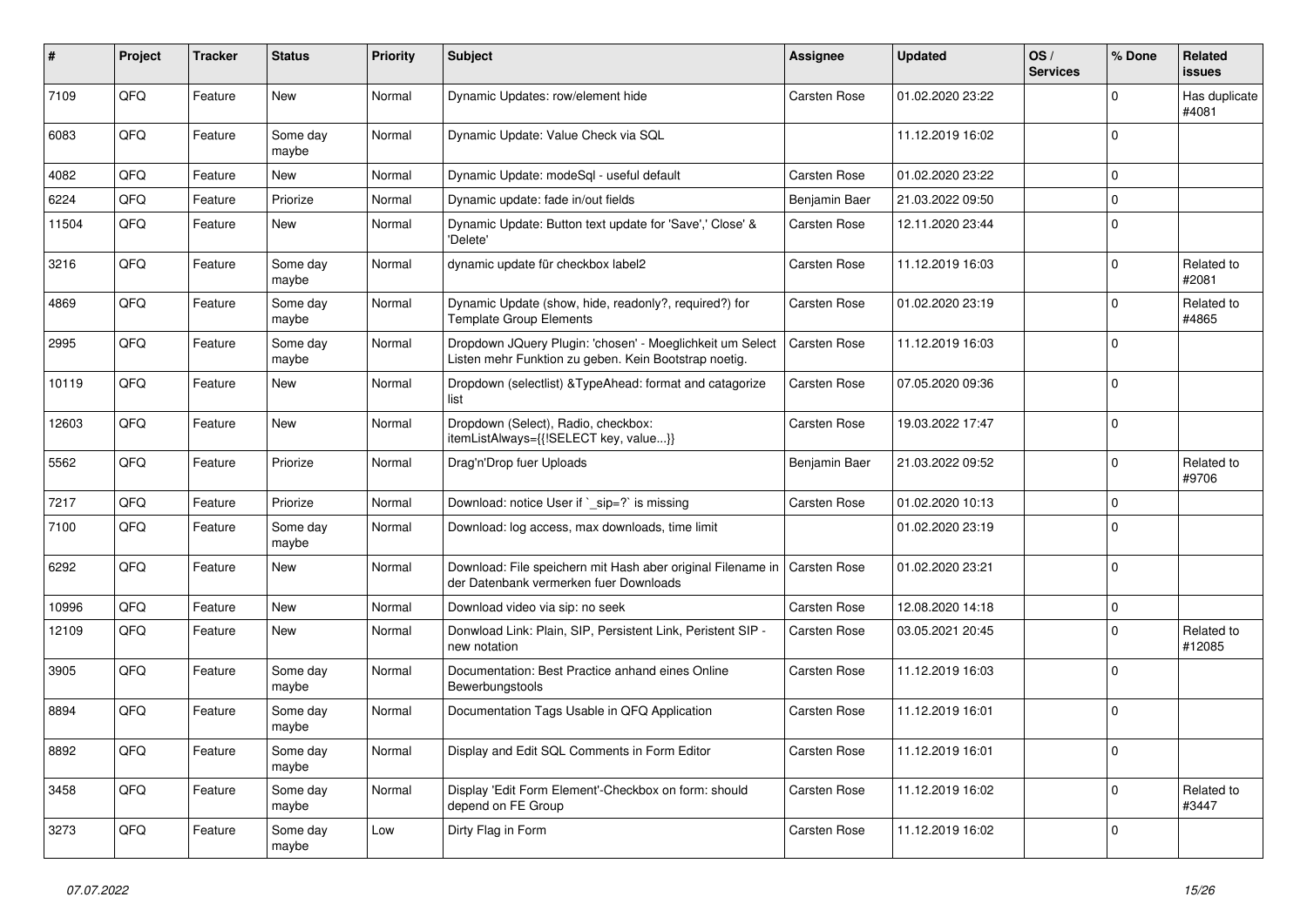| # | Project | Tracker | Status | Priority | Subject | Assignee | Updated | OS / Services | % Done | Related issues |
|---|---|---|---|---|---|---|---|---|---|---|
| 7109 | QFQ | Feature | New | Normal | Dynamic Updates: row/element hide | Carsten Rose | 01.02.2020 23:22 | | 0 | Has duplicate #4081 |
| 6083 | QFQ | Feature | Some day maybe | Normal | Dynamic Update: Value Check via SQL | | 11.12.2019 16:02 | | 0 | |
| 4082 | QFQ | Feature | New | Normal | Dynamic Update: modeSql - useful default | Carsten Rose | 01.02.2020 23:22 | | 0 | |
| 6224 | QFQ | Feature | Priorize | Normal | Dynamic update: fade in/out fields | Benjamin Baer | 21.03.2022 09:50 | | 0 | |
| 11504 | QFQ | Feature | New | Normal | Dynamic Update: Button text update for 'Save',' Close' & 'Delete' | Carsten Rose | 12.11.2020 23:44 | | 0 | |
| 3216 | QFQ | Feature | Some day maybe | Normal | dynamic update für checkbox label2 | Carsten Rose | 11.12.2019 16:03 | | 0 | Related to #2081 |
| 4869 | QFQ | Feature | Some day maybe | Normal | Dynamic Update (show, hide, readonly?, required?) for Template Group Elements | Carsten Rose | 01.02.2020 23:19 | | 0 | Related to #4865 |
| 2995 | QFQ | Feature | Some day maybe | Normal | Dropdown JQuery Plugin: 'chosen' - Moeglichkeit um Select Listen mehr Funktion zu geben. Kein Bootstrap noetig. | Carsten Rose | 11.12.2019 16:03 | | 0 | |
| 10119 | QFQ | Feature | New | Normal | Dropdown (selectlist) &TypeAhead: format and catagorize list | Carsten Rose | 07.05.2020 09:36 | | 0 | |
| 12603 | QFQ | Feature | New | Normal | Dropdown (Select), Radio, checkbox: itemListAlways={{!SELECT key, value...}} | Carsten Rose | 19.03.2022 17:47 | | 0 | |
| 5562 | QFQ | Feature | Priorize | Normal | Drag'n'Drop fuer Uploads | Benjamin Baer | 21.03.2022 09:52 | | 0 | Related to #9706 |
| 7217 | QFQ | Feature | Priorize | Normal | Download: notice User if `_sip=?` is missing | Carsten Rose | 01.02.2020 10:13 | | 0 | |
| 7100 | QFQ | Feature | Some day maybe | Normal | Download: log access, max downloads, time limit | | 01.02.2020 23:19 | | 0 | |
| 6292 | QFQ | Feature | New | Normal | Download: File speichern mit Hash aber original Filename in der Datenbank vermerken fuer Downloads | Carsten Rose | 01.02.2020 23:21 | | 0 | |
| 10996 | QFQ | Feature | New | Normal | Download video via sip: no seek | Carsten Rose | 12.08.2020 14:18 | | 0 | |
| 12109 | QFQ | Feature | New | Normal | Donwload Link: Plain, SIP, Persistent Link, Peristent SIP - new notation | Carsten Rose | 03.05.2021 20:45 | | 0 | Related to #12085 |
| 3905 | QFQ | Feature | Some day maybe | Normal | Documentation: Best Practice anhand eines Online Bewerbungstools | Carsten Rose | 11.12.2019 16:03 | | 0 | |
| 8894 | QFQ | Feature | Some day maybe | Normal | Documentation Tags Usable in QFQ Application | Carsten Rose | 11.12.2019 16:01 | | 0 | |
| 8892 | QFQ | Feature | Some day maybe | Normal | Display and Edit SQL Comments in Form Editor | Carsten Rose | 11.12.2019 16:01 | | 0 | |
| 3458 | QFQ | Feature | Some day maybe | Normal | Display 'Edit Form Element'-Checkbox on form: should depend on FE Group | Carsten Rose | 11.12.2019 16:02 | | 0 | Related to #3447 |
| 3273 | QFQ | Feature | Some day maybe | Low | Dirty Flag in Form | Carsten Rose | 11.12.2019 16:02 | | 0 | |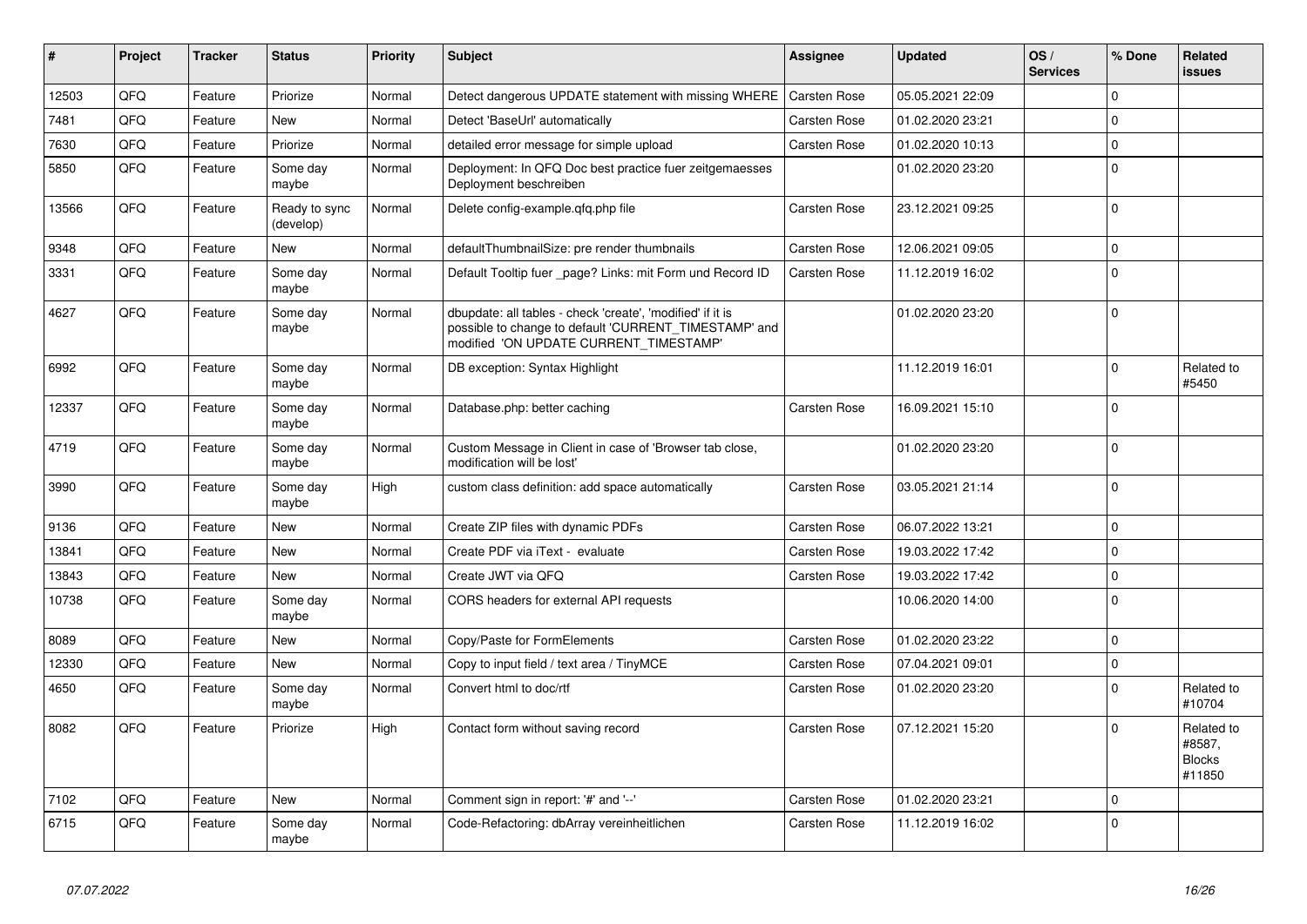| # | Project | Tracker | Status | Priority | Subject | Assignee | Updated | OS / Services | % Done | Related issues |
|---|---|---|---|---|---|---|---|---|---|---|
| 12503 | QFQ | Feature | Priorize | Normal | Detect dangerous UPDATE statement with missing WHERE | Carsten Rose | 05.05.2021 22:09 | | 0 | |
| 7481 | QFQ | Feature | New | Normal | Detect 'BaseUrl' automatically | Carsten Rose | 01.02.2020 23:21 | | 0 | |
| 7630 | QFQ | Feature | Priorize | Normal | detailed error message for simple upload | Carsten Rose | 01.02.2020 10:13 | | 0 | |
| 5850 | QFQ | Feature | Some day maybe | Normal | Deployment: In QFQ Doc best practice fuer zeitgemaesses Deployment beschreiben | | 01.02.2020 23:20 | | 0 | |
| 13566 | QFQ | Feature | Ready to sync (develop) | Normal | Delete config-example.qfq.php file | Carsten Rose | 23.12.2021 09:25 | | 0 | |
| 9348 | QFQ | Feature | New | Normal | defaultThumbnailSize: pre render thumbnails | Carsten Rose | 12.06.2021 09:05 | | 0 | |
| 3331 | QFQ | Feature | Some day maybe | Normal | Default Tooltip fuer _page? Links: mit Form und Record ID | Carsten Rose | 11.12.2019 16:02 | | 0 | |
| 4627 | QFQ | Feature | Some day maybe | Normal | dbupdate: all tables - check 'create', 'modified' if it is possible to change to default 'CURRENT_TIMESTAMP' and modified 'ON UPDATE CURRENT_TIMESTAMP' | | 01.02.2020 23:20 | | 0 | |
| 6992 | QFQ | Feature | Some day maybe | Normal | DB exception: Syntax Highlight | | 11.12.2019 16:01 | | 0 | Related to #5450 |
| 12337 | QFQ | Feature | Some day maybe | Normal | Database.php: better caching | Carsten Rose | 16.09.2021 15:10 | | 0 | |
| 4719 | QFQ | Feature | Some day maybe | Normal | Custom Message in Client in case of 'Browser tab close, modification will be lost' | | 01.02.2020 23:20 | | 0 | |
| 3990 | QFQ | Feature | Some day maybe | High | custom class definition: add space automatically | Carsten Rose | 03.05.2021 21:14 | | 0 | |
| 9136 | QFQ | Feature | New | Normal | Create ZIP files with dynamic PDFs | Carsten Rose | 06.07.2022 13:21 | | 0 | |
| 13841 | QFQ | Feature | New | Normal | Create PDF via iText - evaluate | Carsten Rose | 19.03.2022 17:42 | | 0 | |
| 13843 | QFQ | Feature | New | Normal | Create JWT via QFQ | Carsten Rose | 19.03.2022 17:42 | | 0 | |
| 10738 | QFQ | Feature | Some day maybe | Normal | CORS headers for external API requests | | 10.06.2020 14:00 | | 0 | |
| 8089 | QFQ | Feature | New | Normal | Copy/Paste for FormElements | Carsten Rose | 01.02.2020 23:22 | | 0 | |
| 12330 | QFQ | Feature | New | Normal | Copy to input field / text area / TinyMCE | Carsten Rose | 07.04.2021 09:01 | | 0 | |
| 4650 | QFQ | Feature | Some day maybe | Normal | Convert html to doc/rtf | Carsten Rose | 01.02.2020 23:20 | | 0 | Related to #10704 |
| 8082 | QFQ | Feature | Priorize | High | Contact form without saving record | Carsten Rose | 07.12.2021 15:20 | | 0 | Related to #8587, Blocks #11850 |
| 7102 | QFQ | Feature | New | Normal | Comment sign in report: '#' and '--' | Carsten Rose | 01.02.2020 23:21 | | 0 | |
| 6715 | QFQ | Feature | Some day maybe | Normal | Code-Refactoring: dbArray vereinheitlichen | Carsten Rose | 11.12.2019 16:02 | | 0 | |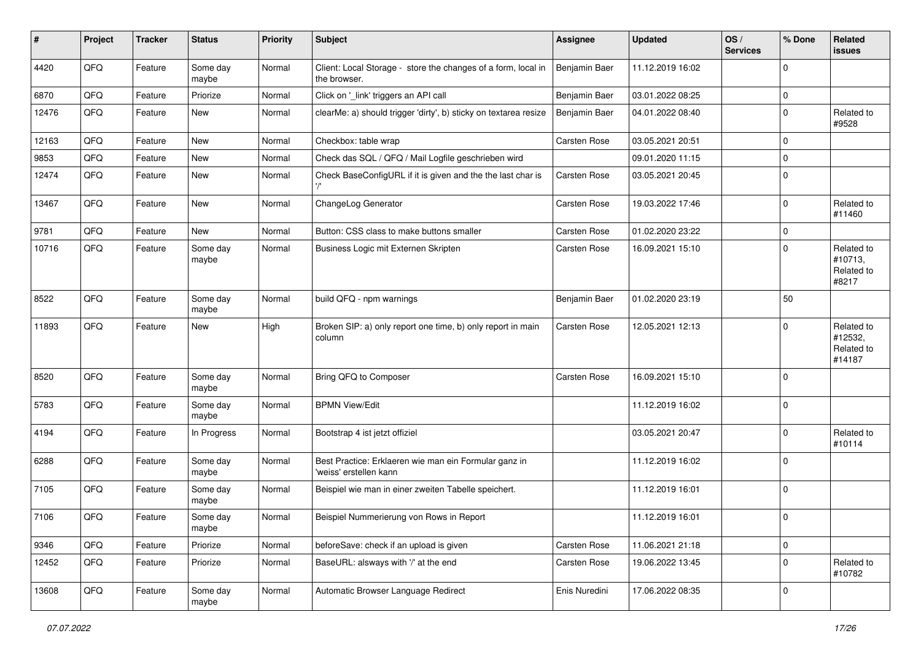| # | Project | Tracker | Status | Priority | Subject | Assignee | Updated | OS / Services | % Done | Related issues |
|---|---|---|---|---|---|---|---|---|---|---|
| 4420 | QFQ | Feature | Some day maybe | Normal | Client: Local Storage - store the changes of a form, local in the browser. | Benjamin Baer | 11.12.2019 16:02 | | 0 | |
| 6870 | QFQ | Feature | Priorize | Normal | Click on '_link' triggers an API call | Benjamin Baer | 03.01.2022 08:25 | | 0 | |
| 12476 | QFQ | Feature | New | Normal | clearMe: a) should trigger 'dirty', b) sticky on textarea resize | Benjamin Baer | 04.01.2022 08:40 | | 0 | Related to #9528 |
| 12163 | QFQ | Feature | New | Normal | Checkbox: table wrap | Carsten Rose | 03.05.2021 20:51 | | 0 | |
| 9853 | QFQ | Feature | New | Normal | Check das SQL / QFQ / Mail Logfile geschrieben wird | | 09.01.2020 11:15 | | 0 | |
| 12474 | QFQ | Feature | New | Normal | Check BaseConfigURL if it is given and the the last char is '/' | Carsten Rose | 03.05.2021 20:45 | | 0 | |
| 13467 | QFQ | Feature | New | Normal | ChangeLog Generator | Carsten Rose | 19.03.2022 17:46 | | 0 | Related to #11460 |
| 9781 | QFQ | Feature | New | Normal | Button: CSS class to make buttons smaller | Carsten Rose | 01.02.2020 23:22 | | 0 | |
| 10716 | QFQ | Feature | Some day maybe | Normal | Business Logic mit Externen Skripten | Carsten Rose | 16.09.2021 15:10 | | 0 | Related to #10713, Related to #8217 |
| 8522 | QFQ | Feature | Some day maybe | Normal | build QFQ - npm warnings | Benjamin Baer | 01.02.2020 23:19 | | 50 | |
| 11893 | QFQ | Feature | New | High | Broken SIP: a) only report one time, b) only report in main column | Carsten Rose | 12.05.2021 12:13 | | 0 | Related to #12532, Related to #14187 |
| 8520 | QFQ | Feature | Some day maybe | Normal | Bring QFQ to Composer | Carsten Rose | 16.09.2021 15:10 | | 0 | |
| 5783 | QFQ | Feature | Some day maybe | Normal | BPMN View/Edit | | 11.12.2019 16:02 | | 0 | |
| 4194 | QFQ | Feature | In Progress | Normal | Bootstrap 4 ist jetzt offiziel | | 03.05.2021 20:47 | | 0 | Related to #10114 |
| 6288 | QFQ | Feature | Some day maybe | Normal | Best Practice: Erklaeren wie man ein Formular ganz in 'weiss' erstellen kann | | 11.12.2019 16:02 | | 0 | |
| 7105 | QFQ | Feature | Some day maybe | Normal | Beispiel wie man in einer zweiten Tabelle speichert. | | 11.12.2019 16:01 | | 0 | |
| 7106 | QFQ | Feature | Some day maybe | Normal | Beispiel Nummerierung von Rows in Report | | 11.12.2019 16:01 | | 0 | |
| 9346 | QFQ | Feature | Priorize | Normal | beforeSave: check if an upload is given | Carsten Rose | 11.06.2021 21:18 | | 0 | |
| 12452 | QFQ | Feature | Priorize | Normal | BaseURL: alsways with '/' at the end | Carsten Rose | 19.06.2022 13:45 | | 0 | Related to #10782 |
| 13608 | QFQ | Feature | Some day maybe | Normal | Automatic Browser Language Redirect | Enis Nuredini | 17.06.2022 08:35 | | 0 | |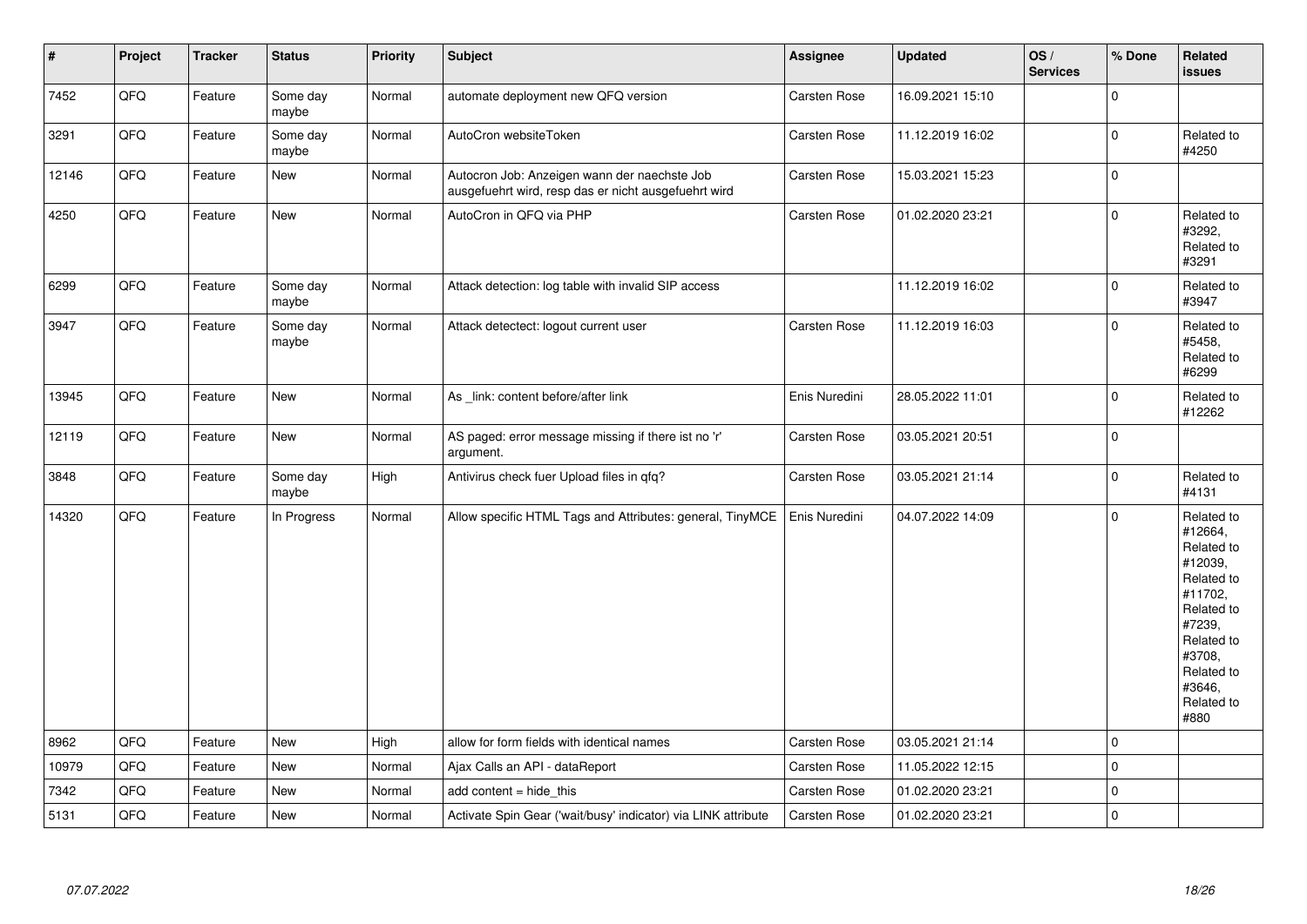| # | Project | Tracker | Status | Priority | Subject | Assignee | Updated | OS / Services | % Done | Related issues |
|---|---|---|---|---|---|---|---|---|---|---|
| 7452 | QFQ | Feature | Some day maybe | Normal | automate deployment new QFQ version | Carsten Rose | 16.09.2021 15:10 | | 0 | |
| 3291 | QFQ | Feature | Some day maybe | Normal | AutoCron websiteToken | Carsten Rose | 11.12.2019 16:02 | | 0 | Related to #4250 |
| 12146 | QFQ | Feature | New | Normal | Autocron Job: Anzeigen wann der naechste Job ausgefuehrt wird, resp das er nicht ausgefuehrt wird | Carsten Rose | 15.03.2021 15:23 | | 0 | |
| 4250 | QFQ | Feature | New | Normal | AutoCron in QFQ via PHP | Carsten Rose | 01.02.2020 23:21 | | 0 | Related to #3292, Related to #3291 |
| 6299 | QFQ | Feature | Some day maybe | Normal | Attack detection: log table with invalid SIP access | | 11.12.2019 16:02 | | 0 | Related to #3947 |
| 3947 | QFQ | Feature | Some day maybe | Normal | Attack detectect: logout current user | Carsten Rose | 11.12.2019 16:03 | | 0 | Related to #5458, Related to #6299 |
| 13945 | QFQ | Feature | New | Normal | As _link: content before/after link | Enis Nuredini | 28.05.2022 11:01 | | 0 | Related to #12262 |
| 12119 | QFQ | Feature | New | Normal | AS paged: error message missing if there ist no 'r' argument. | Carsten Rose | 03.05.2021 20:51 | | 0 | |
| 3848 | QFQ | Feature | Some day maybe | High | Antivirus check fuer Upload files in qfq? | Carsten Rose | 03.05.2021 21:14 | | 0 | Related to #4131 |
| 14320 | QFQ | Feature | In Progress | Normal | Allow specific HTML Tags and Attributes: general, TinyMCE | Enis Nuredini | 04.07.2022 14:09 | | 0 | Related to #12664, Related to #12039, Related to #11702, Related to #7239, Related to #3708, Related to #3646, Related to #880 |
| 8962 | QFQ | Feature | New | High | allow for form fields with identical names | Carsten Rose | 03.05.2021 21:14 | | 0 | |
| 10979 | QFQ | Feature | New | Normal | Ajax Calls an API - dataReport | Carsten Rose | 11.05.2022 12:15 | | 0 | |
| 7342 | QFQ | Feature | New | Normal | add content = hide_this | Carsten Rose | 01.02.2020 23:21 | | 0 | |
| 5131 | QFQ | Feature | New | Normal | Activate Spin Gear ('wait/busy' indicator) via LINK attribute | Carsten Rose | 01.02.2020 23:21 | | 0 | |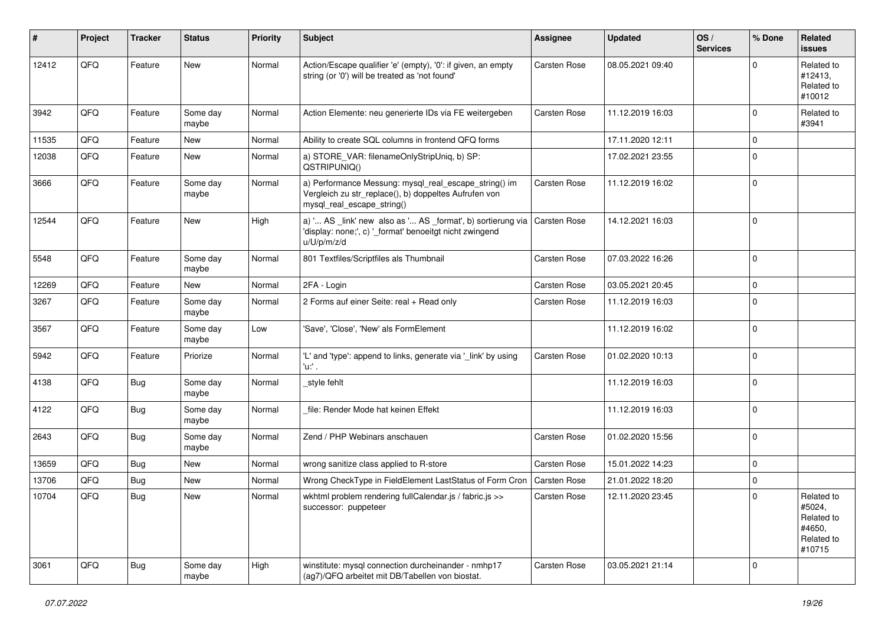| # | Project | Tracker | Status | Priority | Subject | Assignee | Updated | OS / Services | % Done | Related issues |
|---|---|---|---|---|---|---|---|---|---|---|
| 12412 | QFQ | Feature | New | Normal | Action/Escape qualifier 'e' (empty), '0': if given, an empty string (or '0') will be treated as 'not found' | Carsten Rose | 08.05.2021 09:40 | | 0 | Related to #12413, Related to #10012 |
| 3942 | QFQ | Feature | Some day maybe | Normal | Action Elemente: neu generierte IDs via FE weitergeben | Carsten Rose | 11.12.2019 16:03 | | 0 | Related to #3941 |
| 11535 | QFQ | Feature | New | Normal | Ability to create SQL columns in frontend QFQ forms | | 17.11.2020 12:11 | | 0 | |
| 12038 | QFQ | Feature | New | Normal | a) STORE_VAR: filenameOnlyStripUniq, b) SP: QSTRIPUNIQ() | | 17.02.2021 23:55 | | 0 | |
| 3666 | QFQ | Feature | Some day maybe | Normal | a) Performance Messung: mysql_real_escape_string() im Vergleich zu str_replace(), b) doppeltes Aufrufen von mysql_real_escape_string() | Carsten Rose | 11.12.2019 16:02 | | 0 | |
| 12544 | QFQ | Feature | New | High | a) '... AS _link' new also as '... AS _format', b) sortierung via 'display: none;', c) '_format' benoeitgt nicht zwingend u/U/p/m/z/d | Carsten Rose | 14.12.2021 16:03 | | 0 | |
| 5548 | QFQ | Feature | Some day maybe | Normal | 801 Textfiles/Scriptfiles als Thumbnail | Carsten Rose | 07.03.2022 16:26 | | 0 | |
| 12269 | QFQ | Feature | New | Normal | 2FA - Login | Carsten Rose | 03.05.2021 20:45 | | 0 | |
| 3267 | QFQ | Feature | Some day maybe | Normal | 2 Forms auf einer Seite: real + Read only | Carsten Rose | 11.12.2019 16:03 | | 0 | |
| 3567 | QFQ | Feature | Some day maybe | Low | 'Save', 'Close', 'New' als FormElement | | 11.12.2019 16:02 | | 0 | |
| 5942 | QFQ | Feature | Priorize | Normal | 'L' and 'type': append to links, generate via '_link' by using 'u:' . | Carsten Rose | 01.02.2020 10:13 | | 0 | |
| 4138 | QFQ | Bug | Some day maybe | Normal | _style fehlt | | 11.12.2019 16:03 | | 0 | |
| 4122 | QFQ | Bug | Some day maybe | Normal | _file: Render Mode hat keinen Effekt | | 11.12.2019 16:03 | | 0 | |
| 2643 | QFQ | Bug | Some day maybe | Normal | Zend / PHP Webinars anschauen | Carsten Rose | 01.02.2020 15:56 | | 0 | |
| 13659 | QFQ | Bug | New | Normal | wrong sanitize class applied to R-store | Carsten Rose | 15.01.2022 14:23 | | 0 | |
| 13706 | QFQ | Bug | New | Normal | Wrong CheckType in FieldElement LastStatus of Form Cron | Carsten Rose | 21.01.2022 18:20 | | 0 | |
| 10704 | QFQ | Bug | New | Normal | wkhtml problem rendering fullCalendar.js / fabric.js >> successor: puppeteer | Carsten Rose | 12.11.2020 23:45 | | 0 | Related to #5024, Related to #4650, Related to #10715 |
| 3061 | QFQ | Bug | Some day maybe | High | winstitute: mysql connection durcheinander - nmhp17 (ag7)/QFQ arbeitet mit DB/Tabellen von biostat. | Carsten Rose | 03.05.2021 21:14 | | 0 | |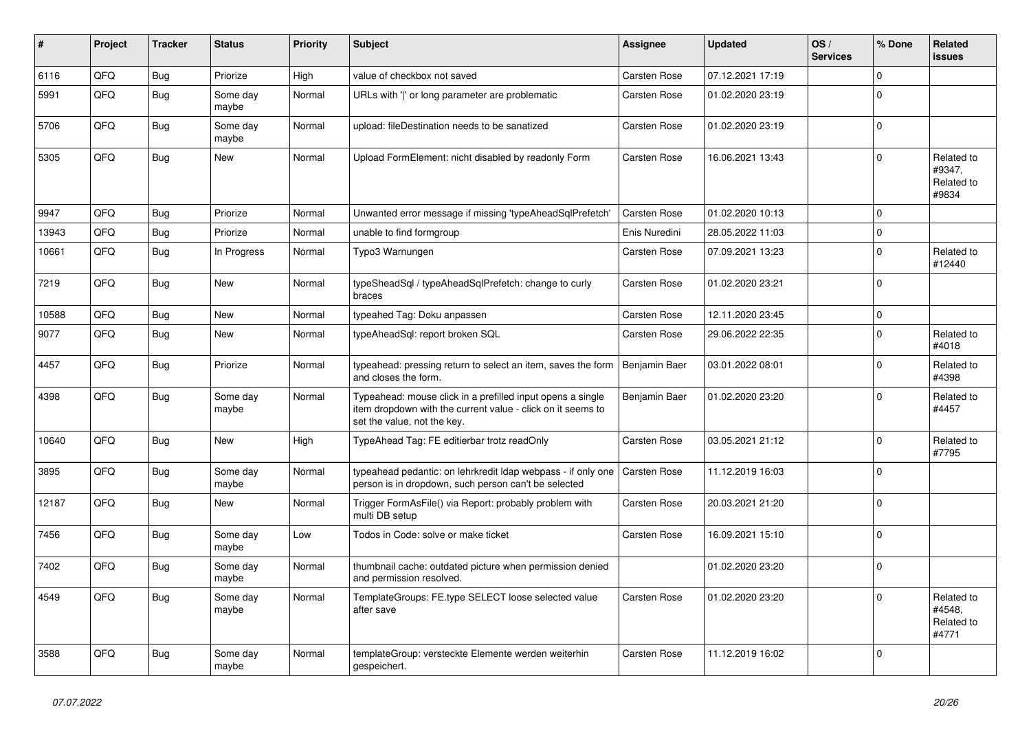| # | Project | Tracker | Status | Priority | Subject | Assignee | Updated | OS / Services | % Done | Related issues |
|---|---|---|---|---|---|---|---|---|---|---|
| 6116 | QFQ | Bug | Priorize | High | value of checkbox not saved | Carsten Rose | 07.12.2021 17:19 | | 0 | |
| 5991 | QFQ | Bug | Some day maybe | Normal | URLs with '\|' or long parameter are problematic | Carsten Rose | 01.02.2020 23:19 | | 0 | |
| 5706 | QFQ | Bug | Some day maybe | Normal | upload: fileDestination needs to be sanatized | Carsten Rose | 01.02.2020 23:19 | | 0 | |
| 5305 | QFQ | Bug | New | Normal | Upload FormElement: nicht disabled by readonly Form | Carsten Rose | 16.06.2021 13:43 | | 0 | Related to #9347, Related to #9834 |
| 9947 | QFQ | Bug | Priorize | Normal | Unwanted error message if missing 'typeAheadSqlPrefetch' | Carsten Rose | 01.02.2020 10:13 | | 0 | |
| 13943 | QFQ | Bug | Priorize | Normal | unable to find formgroup | Enis Nuredini | 28.05.2022 11:03 | | 0 | |
| 10661 | QFQ | Bug | In Progress | Normal | Typo3 Warnungen | Carsten Rose | 07.09.2021 13:23 | | 0 | Related to #12440 |
| 7219 | QFQ | Bug | New | Normal | typeSheadSql / typeAheadSqlPrefetch: change to curly braces | Carsten Rose | 01.02.2020 23:21 | | 0 | |
| 10588 | QFQ | Bug | New | Normal | typeahed Tag: Doku anpassen | Carsten Rose | 12.11.2020 23:45 | | 0 | |
| 9077 | QFQ | Bug | New | Normal | typeAheadSql: report broken SQL | Carsten Rose | 29.06.2022 22:35 | | 0 | Related to #4018 |
| 4457 | QFQ | Bug | Priorize | Normal | typeahead: pressing return to select an item, saves the form and closes the form. | Benjamin Baer | 03.01.2022 08:01 | | 0 | Related to #4398 |
| 4398 | QFQ | Bug | Some day maybe | Normal | Typeahead: mouse click in a prefilled input opens a single item dropdown with the current value - click on it seems to set the value, not the key. | Benjamin Baer | 01.02.2020 23:20 | | 0 | Related to #4457 |
| 10640 | QFQ | Bug | New | High | TypeAhead Tag: FE editierbar trotz readOnly | Carsten Rose | 03.05.2021 21:12 | | 0 | Related to #7795 |
| 3895 | QFQ | Bug | Some day maybe | Normal | typeahead pedantic: on lehrkredit ldap webpass - if only one person is in dropdown, such person can't be selected | Carsten Rose | 11.12.2019 16:03 | | 0 | |
| 12187 | QFQ | Bug | New | Normal | Trigger FormAsFile() via Report: probably problem with multi DB setup | Carsten Rose | 20.03.2021 21:20 | | 0 | |
| 7456 | QFQ | Bug | Some day maybe | Low | Todos in Code: solve or make ticket | Carsten Rose | 16.09.2021 15:10 | | 0 | |
| 7402 | QFQ | Bug | Some day maybe | Normal | thumbnail cache: outdated picture when permission denied and permission resolved. | | 01.02.2020 23:20 | | 0 | |
| 4549 | QFQ | Bug | Some day maybe | Normal | TemplateGroups: FE.type SELECT loose selected value after save | Carsten Rose | 01.02.2020 23:20 | | 0 | Related to #4548, Related to #4771 |
| 3588 | QFQ | Bug | Some day maybe | Normal | templateGroup: versteckte Elemente werden weiterhin gespeichert. | Carsten Rose | 11.12.2019 16:02 | | 0 | |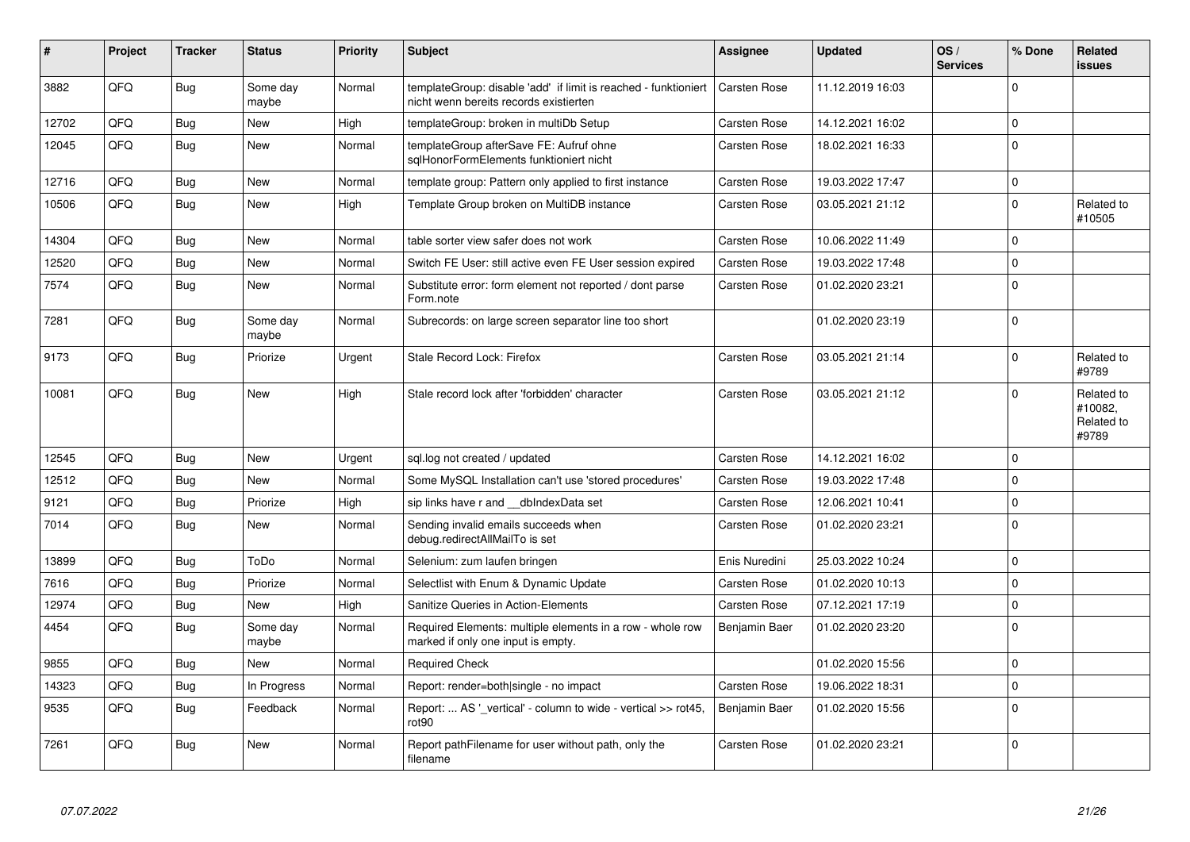| # | Project | Tracker | Status | Priority | Subject | Assignee | Updated | OS / Services | % Done | Related issues |
|---|---|---|---|---|---|---|---|---|---|---|
| 3882 | QFQ | Bug | Some day maybe | Normal | templateGroup: disable 'add' if limit is reached - funktioniert nicht wenn bereits records existierten | Carsten Rose | 11.12.2019 16:03 | | 0 | |
| 12702 | QFQ | Bug | New | High | templateGroup: broken in multiDb Setup | Carsten Rose | 14.12.2021 16:02 | | 0 | |
| 12045 | QFQ | Bug | New | Normal | templateGroup afterSave FE: Aufruf ohne sqlHonorFormElements funktioniert nicht | Carsten Rose | 18.02.2021 16:33 | | 0 | |
| 12716 | QFQ | Bug | New | Normal | template group: Pattern only applied to first instance | Carsten Rose | 19.03.2022 17:47 | | 0 | |
| 10506 | QFQ | Bug | New | High | Template Group broken on MultiDB instance | Carsten Rose | 03.05.2021 21:12 | | 0 | Related to #10505 |
| 14304 | QFQ | Bug | New | Normal | table sorter view safer does not work | Carsten Rose | 10.06.2022 11:49 | | 0 | |
| 12520 | QFQ | Bug | New | Normal | Switch FE User: still active even FE User session expired | Carsten Rose | 19.03.2022 17:48 | | 0 | |
| 7574 | QFQ | Bug | New | Normal | Substitute error: form element not reported / dont parse Form.note | Carsten Rose | 01.02.2020 23:21 | | 0 | |
| 7281 | QFQ | Bug | Some day maybe | Normal | Subrecords: on large screen separator line too short | | 01.02.2020 23:19 | | 0 | |
| 9173 | QFQ | Bug | Priorize | Urgent | Stale Record Lock: Firefox | Carsten Rose | 03.05.2021 21:14 | | 0 | Related to #9789 |
| 10081 | QFQ | Bug | New | High | Stale record lock after 'forbidden' character | Carsten Rose | 03.05.2021 21:12 | | 0 | Related to #10082, Related to #9789 |
| 12545 | QFQ | Bug | New | Urgent | sql.log not created / updated | Carsten Rose | 14.12.2021 16:02 | | 0 | |
| 12512 | QFQ | Bug | New | Normal | Some MySQL Installation can't use 'stored procedures' | Carsten Rose | 19.03.2022 17:48 | | 0 | |
| 9121 | QFQ | Bug | Priorize | High | sip links have r and __dbIndexData set | Carsten Rose | 12.06.2021 10:41 | | 0 | |
| 7014 | QFQ | Bug | New | Normal | Sending invalid emails succeeds when debug.redirectAllMailTo is set | Carsten Rose | 01.02.2020 23:21 | | 0 | |
| 13899 | QFQ | Bug | ToDo | Normal | Selenium: zum laufen bringen | Enis Nuredini | 25.03.2022 10:24 | | 0 | |
| 7616 | QFQ | Bug | Priorize | Normal | Selectlist with Enum & Dynamic Update | Carsten Rose | 01.02.2020 10:13 | | 0 | |
| 12974 | QFQ | Bug | New | High | Sanitize Queries in Action-Elements | Carsten Rose | 07.12.2021 17:19 | | 0 | |
| 4454 | QFQ | Bug | Some day maybe | Normal | Required Elements: multiple elements in a row - whole row marked if only one input is empty. | Benjamin Baer | 01.02.2020 23:20 | | 0 | |
| 9855 | QFQ | Bug | New | Normal | Required Check | | 01.02.2020 15:56 | | 0 | |
| 14323 | QFQ | Bug | In Progress | Normal | Report: render=both\|single - no impact | Carsten Rose | 19.06.2022 18:31 | | 0 | |
| 9535 | QFQ | Bug | Feedback | Normal | Report: ... AS '_vertical' - column to wide - vertical >> rot45, rot90 | Benjamin Baer | 01.02.2020 15:56 | | 0 | |
| 7261 | QFQ | Bug | New | Normal | Report pathFilename for user without path, only the filename | Carsten Rose | 01.02.2020 23:21 | | 0 | |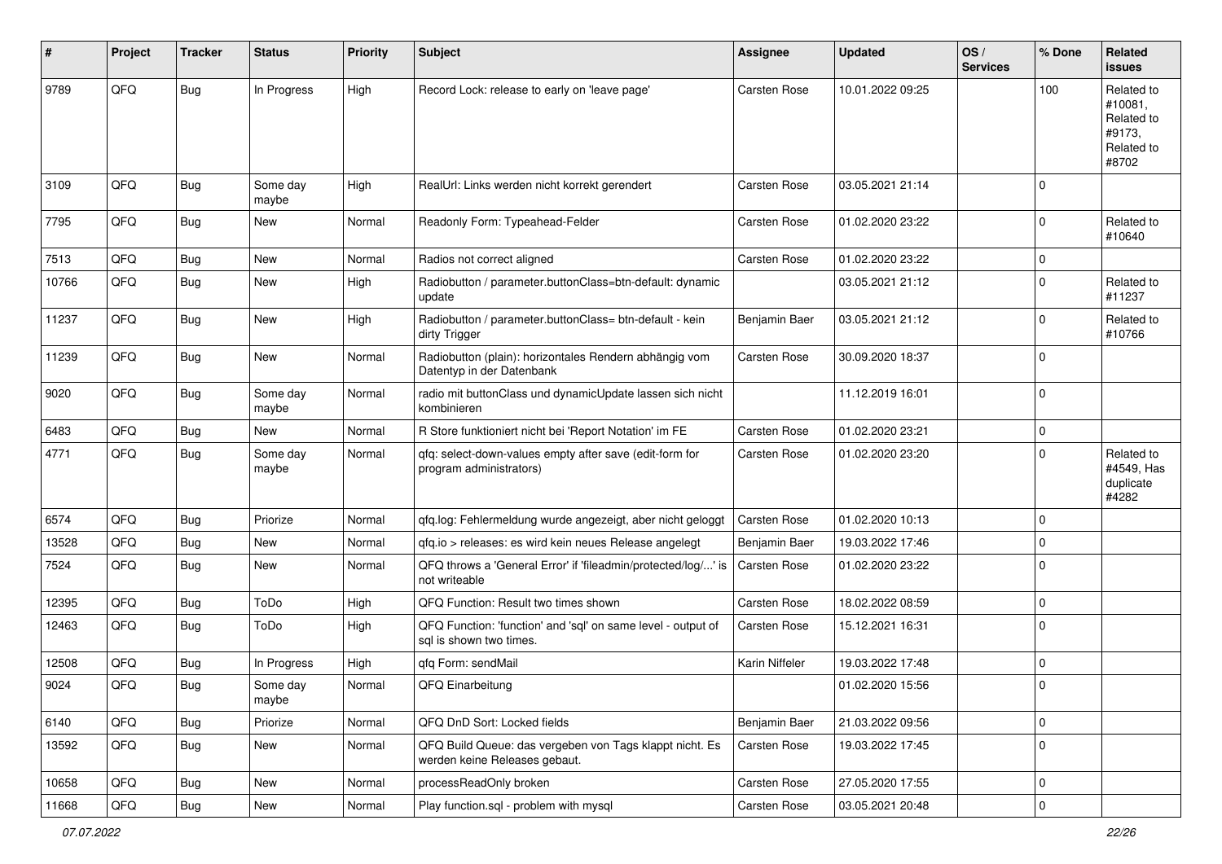| # | Project | Tracker | Status | Priority | Subject | Assignee | Updated | OS / Services | % Done | Related issues |
|---|---|---|---|---|---|---|---|---|---|---|
| 9789 | QFQ | Bug | In Progress | High | Record Lock: release to early on 'leave page' | Carsten Rose | 10.01.2022 09:25 | | 100 | Related to #10081, Related to #9173, Related to #8702 |
| 3109 | QFQ | Bug | Some day maybe | High | RealUrl: Links werden nicht korrekt gerendert | Carsten Rose | 03.05.2021 21:14 | | 0 | |
| 7795 | QFQ | Bug | New | Normal | Readonly Form: Typeahead-Felder | Carsten Rose | 01.02.2020 23:22 | | 0 | Related to #10640 |
| 7513 | QFQ | Bug | New | Normal | Radios not correct aligned | Carsten Rose | 01.02.2020 23:22 | | 0 | |
| 10766 | QFQ | Bug | New | High | Radiobutton / parameter.buttonClass=btn-default: dynamic update | | 03.05.2021 21:12 | | 0 | Related to #11237 |
| 11237 | QFQ | Bug | New | High | Radiobutton / parameter.buttonClass= btn-default - kein dirty Trigger | Benjamin Baer | 03.05.2021 21:12 | | 0 | Related to #10766 |
| 11239 | QFQ | Bug | New | Normal | Radiobutton (plain): horizontales Rendern abhängig vom Datentyp in der Datenbank | Carsten Rose | 30.09.2020 18:37 | | 0 | |
| 9020 | QFQ | Bug | Some day maybe | Normal | radio mit buttonClass und dynamicUpdate lassen sich nicht kombinieren | | 11.12.2019 16:01 | | 0 | |
| 6483 | QFQ | Bug | New | Normal | R Store funktioniert nicht bei 'Report Notation' im FE | Carsten Rose | 01.02.2020 23:21 | | 0 | |
| 4771 | QFQ | Bug | Some day maybe | Normal | qfq: select-down-values empty after save (edit-form for program administrators) | Carsten Rose | 01.02.2020 23:20 | | 0 | Related to #4549, Has duplicate #4282 |
| 6574 | QFQ | Bug | Priorize | Normal | qfq.log: Fehlermeldung wurde angezeigt, aber nicht geloggt | Carsten Rose | 01.02.2020 10:13 | | 0 | |
| 13528 | QFQ | Bug | New | Normal | qfq.io > releases: es wird kein neues Release angelegt | Benjamin Baer | 19.03.2022 17:46 | | 0 | |
| 7524 | QFQ | Bug | New | Normal | QFQ throws a 'General Error' if 'fileadmin/protected/log/...' is not writeable | Carsten Rose | 01.02.2020 23:22 | | 0 | |
| 12395 | QFQ | Bug | ToDo | High | QFQ Function: Result two times shown | Carsten Rose | 18.02.2022 08:59 | | 0 | |
| 12463 | QFQ | Bug | ToDo | High | QFQ Function: 'function' and 'sql' on same level - output of sql is shown two times. | Carsten Rose | 15.12.2021 16:31 | | 0 | |
| 12508 | QFQ | Bug | In Progress | High | qfq Form: sendMail | Karin Niffeler | 19.03.2022 17:48 | | 0 | |
| 9024 | QFQ | Bug | Some day maybe | Normal | QFQ Einarbeitung | | 01.02.2020 15:56 | | 0 | |
| 6140 | QFQ | Bug | Priorize | Normal | QFQ DnD Sort: Locked fields | Benjamin Baer | 21.03.2022 09:56 | | 0 | |
| 13592 | QFQ | Bug | New | Normal | QFQ Build Queue: das vergeben von Tags klappt nicht. Es werden keine Releases gebaut. | Carsten Rose | 19.03.2022 17:45 | | 0 | |
| 10658 | QFQ | Bug | New | Normal | processReadOnly broken | Carsten Rose | 27.05.2020 17:55 | | 0 | |
| 11668 | QFQ | Bug | New | Normal | Play function.sql - problem with mysql | Carsten Rose | 03.05.2021 20:48 | | 0 | |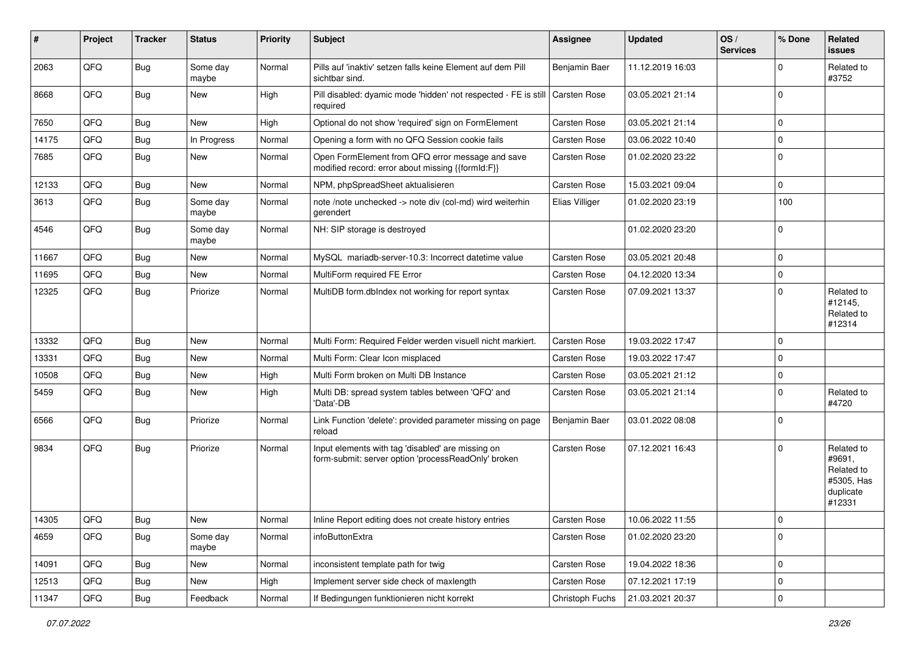| # | Project | Tracker | Status | Priority | Subject | Assignee | Updated | OS / Services | % Done | Related issues |
|---|---|---|---|---|---|---|---|---|---|---|
| 2063 | QFQ | Bug | Some day maybe | Normal | Pills auf 'inaktiv' setzen falls keine Element auf dem Pill sichtbar sind. | Benjamin Baer | 11.12.2019 16:03 | | 0 | Related to #3752 |
| 8668 | QFQ | Bug | New | High | Pill disabled: dyamic mode 'hidden' not respected - FE is still required | Carsten Rose | 03.05.2021 21:14 | | 0 | |
| 7650 | QFQ | Bug | New | High | Optional do not show 'required' sign on FormElement | Carsten Rose | 03.05.2021 21:14 | | 0 | |
| 14175 | QFQ | Bug | In Progress | Normal | Opening a form with no QFQ Session cookie fails | Carsten Rose | 03.06.2022 10:40 | | 0 | |
| 7685 | QFQ | Bug | New | Normal | Open FormElement from QFQ error message and save modified record: error about missing {{formId:F}} | Carsten Rose | 01.02.2020 23:22 | | 0 | |
| 12133 | QFQ | Bug | New | Normal | NPM, phpSpreadSheet aktualisieren | Carsten Rose | 15.03.2021 09:04 | | 0 | |
| 3613 | QFQ | Bug | Some day maybe | Normal | note /note unchecked -> note div (col-md) wird weiterhin gerendert | Elias Villiger | 01.02.2020 23:19 | | 100 | |
| 4546 | QFQ | Bug | Some day maybe | Normal | NH: SIP storage is destroyed | | 01.02.2020 23:20 | | 0 | |
| 11667 | QFQ | Bug | New | Normal | MySQL mariadb-server-10.3: Incorrect datetime value | Carsten Rose | 03.05.2021 20:48 | | 0 | |
| 11695 | QFQ | Bug | New | Normal | MultiForm required FE Error | Carsten Rose | 04.12.2020 13:34 | | 0 | |
| 12325 | QFQ | Bug | Priorize | Normal | MultiDB form.dbIndex not working for report syntax | Carsten Rose | 07.09.2021 13:37 | | 0 | Related to #12145, Related to #12314 |
| 13332 | QFQ | Bug | New | Normal | Multi Form: Required Felder werden visuell nicht markiert. | Carsten Rose | 19.03.2022 17:47 | | 0 | |
| 13331 | QFQ | Bug | New | Normal | Multi Form: Clear Icon misplaced | Carsten Rose | 19.03.2022 17:47 | | 0 | |
| 10508 | QFQ | Bug | New | High | Multi Form broken on Multi DB Instance | Carsten Rose | 03.05.2021 21:12 | | 0 | |
| 5459 | QFQ | Bug | New | High | Multi DB: spread system tables between 'QFQ' and 'Data'-DB | Carsten Rose | 03.05.2021 21:14 | | 0 | Related to #4720 |
| 6566 | QFQ | Bug | Priorize | Normal | Link Function 'delete': provided parameter missing on page reload | Benjamin Baer | 03.01.2022 08:08 | | 0 | |
| 9834 | QFQ | Bug | Priorize | Normal | Input elements with tag 'disabled' are missing on form-submit: server option 'processReadOnly' broken | Carsten Rose | 07.12.2021 16:43 | | 0 | Related to #9691, Related to #5305, Has duplicate #12331 |
| 14305 | QFQ | Bug | New | Normal | Inline Report editing does not create history entries | Carsten Rose | 10.06.2022 11:55 | | 0 | |
| 4659 | QFQ | Bug | Some day maybe | Normal | infoButtonExtra | Carsten Rose | 01.02.2020 23:20 | | 0 | |
| 14091 | QFQ | Bug | New | Normal | inconsistent template path for twig | Carsten Rose | 19.04.2022 18:36 | | 0 | |
| 12513 | QFQ | Bug | New | High | Implement server side check of maxlength | Carsten Rose | 07.12.2021 17:19 | | 0 | |
| 11347 | QFQ | Bug | Feedback | Normal | If Bedingungen funktionieren nicht korrekt | Christoph Fuchs | 21.03.2021 20:37 | | 0 | |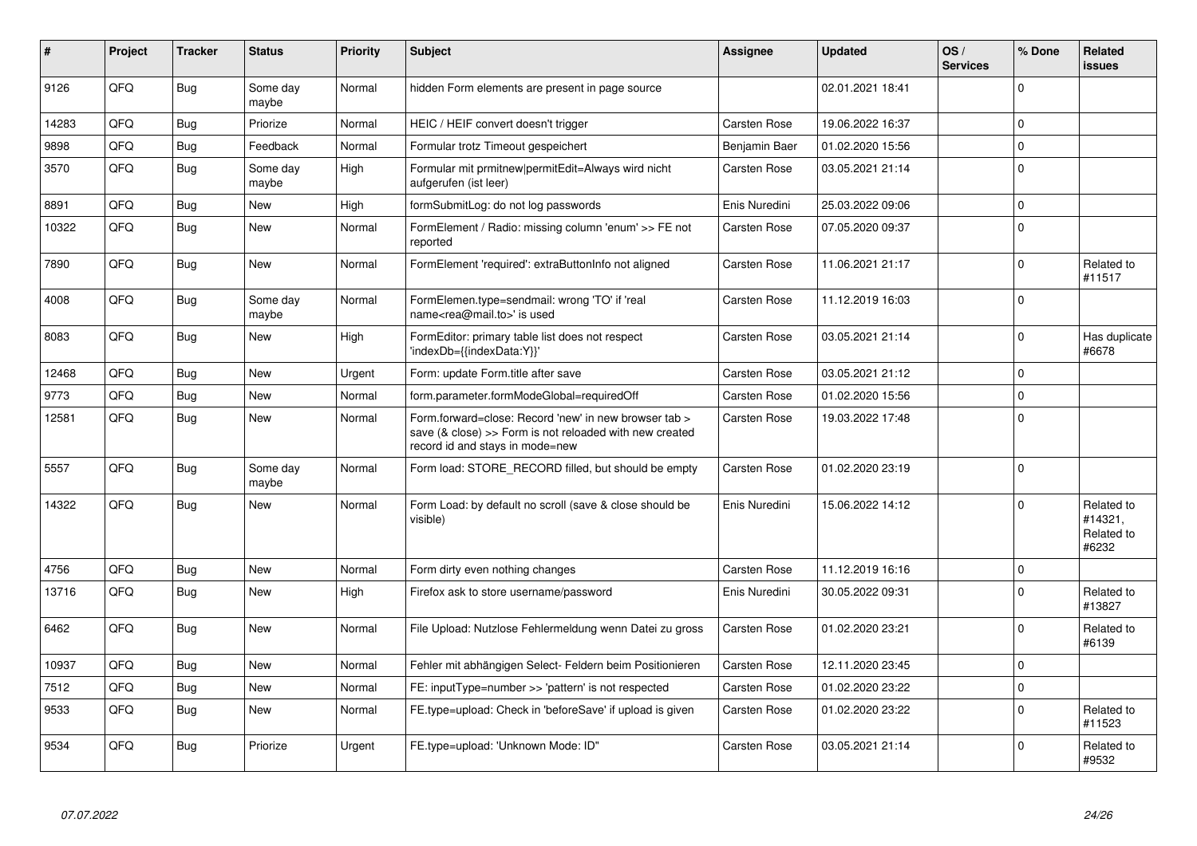| # | Project | Tracker | Status | Priority | Subject | Assignee | Updated | OS / Services | % Done | Related issues |
|---|---|---|---|---|---|---|---|---|---|---|
| 9126 | QFQ | Bug | Some day maybe | Normal | hidden Form elements are present in page source | | 02.01.2021 18:41 | | 0 | |
| 14283 | QFQ | Bug | Priorize | Normal | HEIC / HEIF convert doesn't trigger | Carsten Rose | 19.06.2022 16:37 | | 0 | |
| 9898 | QFQ | Bug | Feedback | Normal | Formular trotz Timeout gespeichert | Benjamin Baer | 01.02.2020 15:56 | | 0 | |
| 3570 | QFQ | Bug | Some day maybe | High | Formular mit prmitnew\|permitEdit=Always wird nicht aufgerufen (ist leer) | Carsten Rose | 03.05.2021 21:14 | | 0 | |
| 8891 | QFQ | Bug | New | High | formSubmitLog: do not log passwords | Enis Nuredini | 25.03.2022 09:06 | | 0 | |
| 10322 | QFQ | Bug | New | Normal | FormElement / Radio: missing column 'enum' >> FE not reported | Carsten Rose | 07.05.2020 09:37 | | 0 | |
| 7890 | QFQ | Bug | New | Normal | FormElement 'required': extraButtonInfo not aligned | Carsten Rose | 11.06.2021 21:17 | | 0 | Related to #11517 |
| 4008 | QFQ | Bug | Some day maybe | Normal | FormElemen.type=sendmail: wrong 'TO' if 'real name<rea@mail.to>' is used | Carsten Rose | 11.12.2019 16:03 | | 0 | |
| 8083 | QFQ | Bug | New | High | FormEditor: primary table list does not respect 'indexDb={{indexData:Y}}' | Carsten Rose | 03.05.2021 21:14 | | 0 | Has duplicate #6678 |
| 12468 | QFQ | Bug | New | Urgent | Form: update Form.title after save | Carsten Rose | 03.05.2021 21:12 | | 0 | |
| 9773 | QFQ | Bug | New | Normal | form.parameter.formModeGlobal=requiredOff | Carsten Rose | 01.02.2020 15:56 | | 0 | |
| 12581 | QFQ | Bug | New | Normal | Form.forward=close: Record 'new' in new browser tab > save (& close) >> Form is not reloaded with new created record id and stays in mode=new | Carsten Rose | 19.03.2022 17:48 | | 0 | |
| 5557 | QFQ | Bug | Some day maybe | Normal | Form load: STORE_RECORD filled, but should be empty | Carsten Rose | 01.02.2020 23:19 | | 0 | |
| 14322 | QFQ | Bug | New | Normal | Form Load: by default no scroll (save & close should be visible) | Enis Nuredini | 15.06.2022 14:12 | | 0 | Related to #14321, Related to #6232 |
| 4756 | QFQ | Bug | New | Normal | Form dirty even nothing changes | Carsten Rose | 11.12.2019 16:16 | | 0 | |
| 13716 | QFQ | Bug | New | High | Firefox ask to store username/password | Enis Nuredini | 30.05.2022 09:31 | | 0 | Related to #13827 |
| 6462 | QFQ | Bug | New | Normal | File Upload: Nutzlose Fehlermeldung wenn Datei zu gross | Carsten Rose | 01.02.2020 23:21 | | 0 | Related to #6139 |
| 10937 | QFQ | Bug | New | Normal | Fehler mit abhängigen Select- Feldern beim Positionieren | Carsten Rose | 12.11.2020 23:45 | | 0 | |
| 7512 | QFQ | Bug | New | Normal | FE: inputType=number >> 'pattern' is not respected | Carsten Rose | 01.02.2020 23:22 | | 0 | |
| 9533 | QFQ | Bug | New | Normal | FE.type=upload: Check in 'beforeSave' if upload is given | Carsten Rose | 01.02.2020 23:22 | | 0 | Related to #11523 |
| 9534 | QFQ | Bug | Priorize | Urgent | FE.type=upload: 'Unknown Mode: ID" | Carsten Rose | 03.05.2021 21:14 | | 0 | Related to #9532 |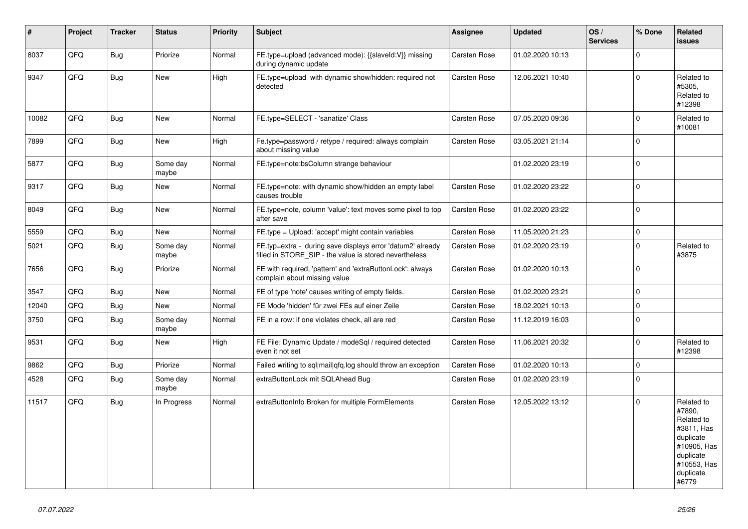| # | Project | Tracker | Status | Priority | Subject | Assignee | Updated | OS / Services | % Done | Related issues |
|---|---|---|---|---|---|---|---|---|---|---|
| 8037 | QFQ | Bug | Priorize | Normal | FE.type=upload (advanced mode): {{slaveId:V}} missing during dynamic update | Carsten Rose | 01.02.2020 10:13 | | 0 | |
| 9347 | QFQ | Bug | New | High | FE.type=upload with dynamic show/hidden: required not detected | Carsten Rose | 12.06.2021 10:40 | | 0 | Related to #5305, Related to #12398 |
| 10082 | QFQ | Bug | New | Normal | FE.type=SELECT - 'sanatize' Class | Carsten Rose | 07.05.2020 09:36 | | 0 | Related to #10081 |
| 7899 | QFQ | Bug | New | High | Fe.type=password / retype / required: always complain about missing value | Carsten Rose | 03.05.2021 21:14 | | 0 | |
| 5877 | QFQ | Bug | Some day maybe | Normal | FE.type=note:bsColumn strange behaviour | | 01.02.2020 23:19 | | 0 | |
| 9317 | QFQ | Bug | New | Normal | FE.type=note: with dynamic show/hidden an empty label causes trouble | Carsten Rose | 01.02.2020 23:22 | | 0 | |
| 8049 | QFQ | Bug | New | Normal | FE.type=note, column 'value': text moves some pixel to top after save | Carsten Rose | 01.02.2020 23:22 | | 0 | |
| 5559 | QFQ | Bug | New | Normal | FE.type = Upload: 'accept' might contain variables | Carsten Rose | 11.05.2020 21:23 | | 0 | |
| 5021 | QFQ | Bug | Some day maybe | Normal | FE.typ=extra - during save displays error 'datum2' already filled in STORE_SIP - the value is stored nevertheless | Carsten Rose | 01.02.2020 23:19 | | 0 | Related to #3875 |
| 7656 | QFQ | Bug | Priorize | Normal | FE with required, 'pattern' and 'extraButtonLock': always complain about missing value | Carsten Rose | 01.02.2020 10:13 | | 0 | |
| 3547 | QFQ | Bug | New | Normal | FE of type 'note' causes writing of empty fields. | Carsten Rose | 01.02.2020 23:21 | | 0 | |
| 12040 | QFQ | Bug | New | Normal | FE Mode 'hidden' für zwei FEs auf einer Zeile | Carsten Rose | 18.02.2021 10:13 | | 0 | |
| 3750 | QFQ | Bug | Some day maybe | Normal | FE in a row: if one violates check, all are red | Carsten Rose | 11.12.2019 16:03 | | 0 | |
| 9531 | QFQ | Bug | New | High | FE File: Dynamic Update / modeSql / required detected even it not set | Carsten Rose | 11.06.2021 20:32 | | 0 | Related to #12398 |
| 9862 | QFQ | Bug | Priorize | Normal | Failed writing to sql\|mail\|qfq.log should throw an exception | Carsten Rose | 01.02.2020 10:13 | | 0 | |
| 4528 | QFQ | Bug | Some day maybe | Normal | extraButtonLock mit SQLAhead Bug | Carsten Rose | 01.02.2020 23:19 | | 0 | |
| 11517 | QFQ | Bug | In Progress | Normal | extraButtonInfo Broken for multiple FormElements | Carsten Rose | 12.05.2022 13:12 | | 0 | Related to #7890, Related to #3811, Has duplicate #10905, Has duplicate #10553, Has duplicate #6779 |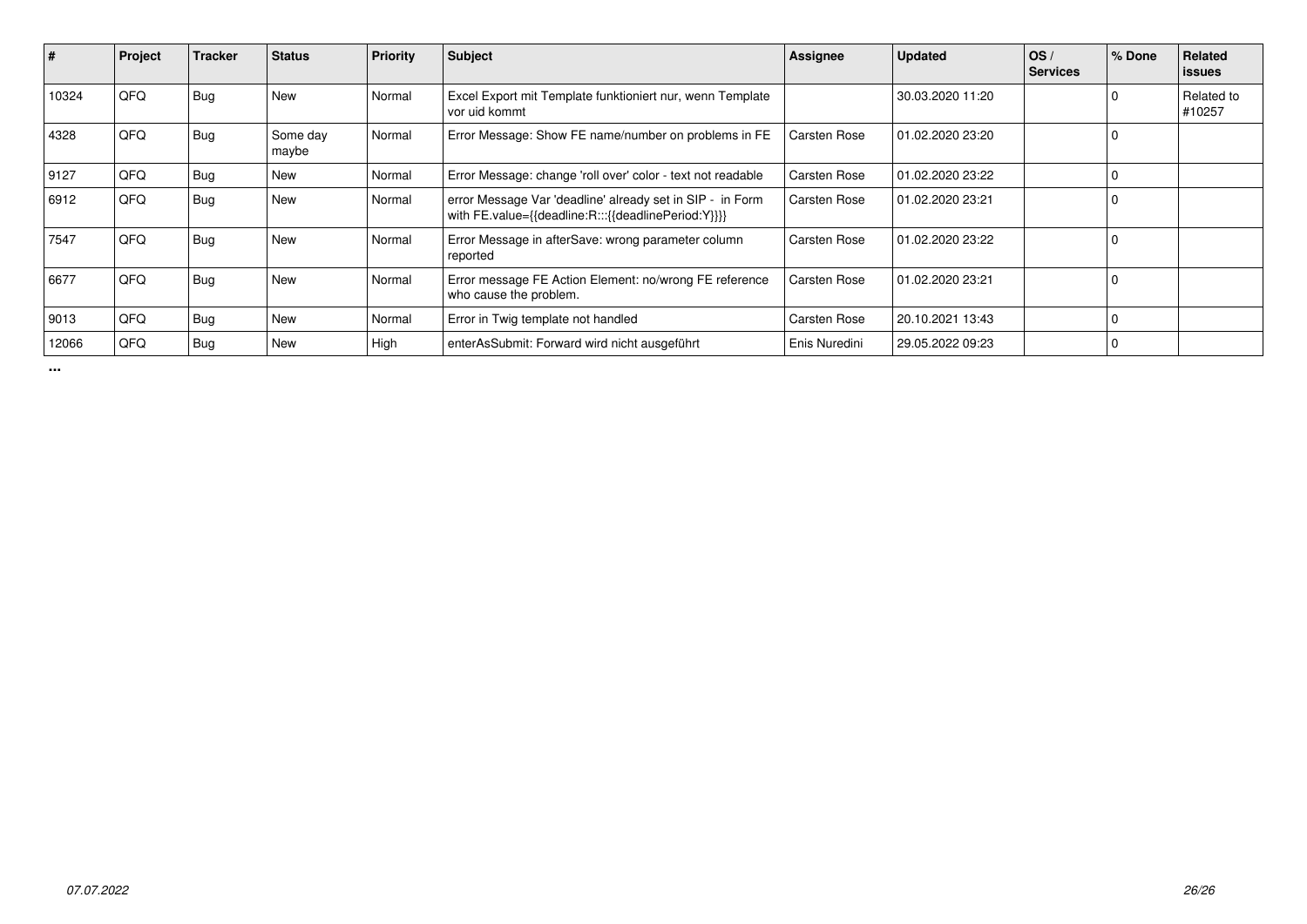| # | Project | Tracker | Status | Priority | Subject | Assignee | Updated | OS / Services | % Done | Related issues |
|---|---|---|---|---|---|---|---|---|---|---|
| 10324 | QFQ | Bug | New | Normal | Excel Export mit Template funktioniert nur, wenn Template vor uid kommt |  | 30.03.2020 11:20 |  | 0 | Related to #10257 |
| 4328 | QFQ | Bug | Some day maybe | Normal | Error Message: Show FE name/number on problems in FE | Carsten Rose | 01.02.2020 23:20 |  | 0 |  |
| 9127 | QFQ | Bug | New | Normal | Error Message: change 'roll over' color - text not readable | Carsten Rose | 01.02.2020 23:22 |  | 0 |  |
| 6912 | QFQ | Bug | New | Normal | error Message Var 'deadline' already set in SIP - in Form with FE.value={{deadline:R:::{{deadlinePeriod:Y}}}} | Carsten Rose | 01.02.2020 23:21 |  | 0 |  |
| 7547 | QFQ | Bug | New | Normal | Error Message in afterSave: wrong parameter column reported | Carsten Rose | 01.02.2020 23:22 |  | 0 |  |
| 6677 | QFQ | Bug | New | Normal | Error message FE Action Element: no/wrong FE reference who cause the problem. | Carsten Rose | 01.02.2020 23:21 |  | 0 |  |
| 9013 | QFQ | Bug | New | Normal | Error in Twig template not handled | Carsten Rose | 20.10.2021 13:43 |  | 0 |  |
| 12066 | QFQ | Bug | New | High | enterAsSubmit: Forward wird nicht ausgeführt | Enis Nuredini | 29.05.2022 09:23 |  | 0 |  |

...